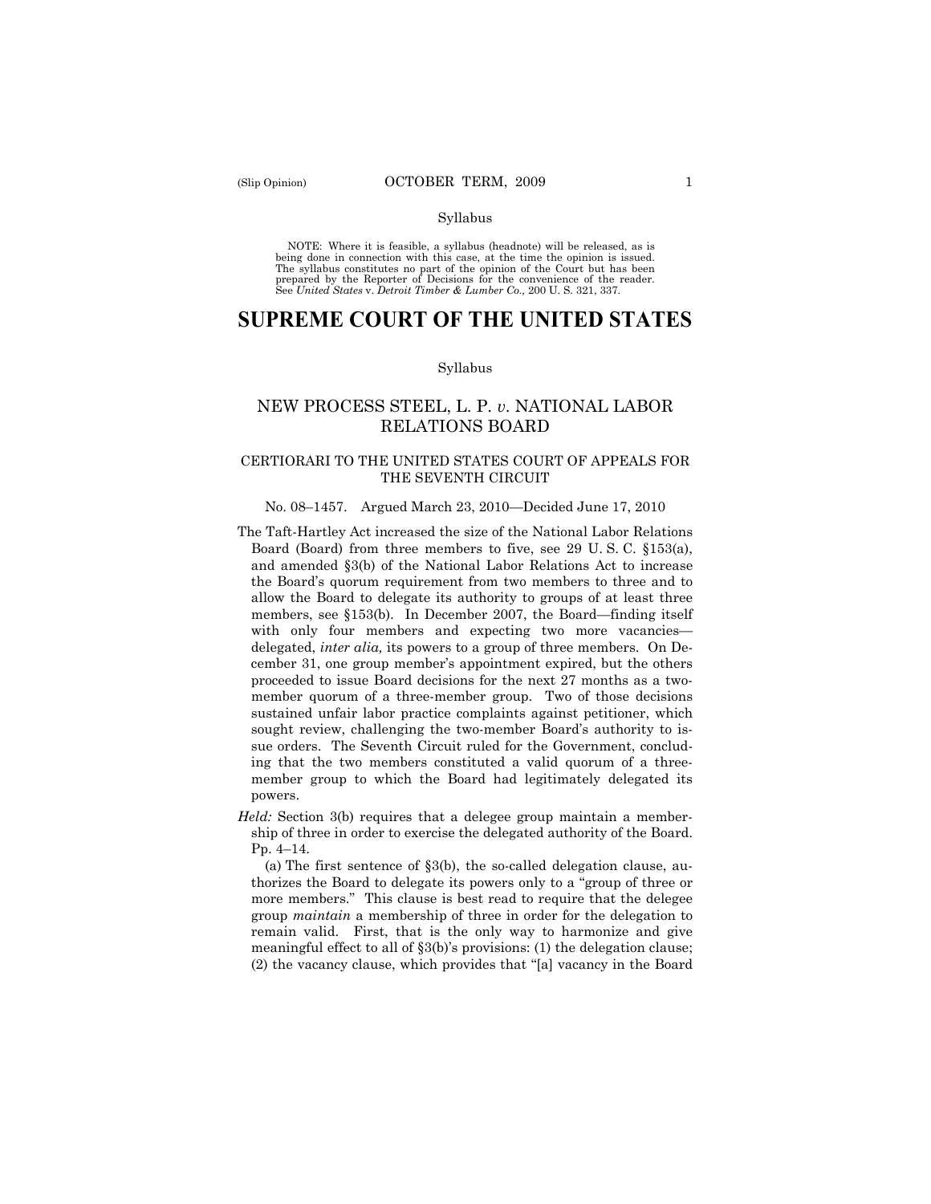Syllabus

NOTE: Where it is feasible, a syllabus (headnote) will be released, as is being done in connection with this case, at the time the opinion is issued. The syllabus constitutes no part of the opinion of the Court but has been prepared by the Reporter of Decisions for the convenience of the reader. See *United States* v. *Detroit Timber & Lumber Co.,* 200 U. S. 321, 337.

# SUPREME COURT OF THE UNITED STATES

Syllabus

## NEW PROCESS STEEL, L. P. *v*. NATIONAL LABOR RELATIONS BOARD

### CERTIORARI TO THE UNITED STATES COURT OF APPEALS FOR THE SEVENTH CIRCUIT

No. 08–1457. Argued March 23, 2010—Decided June 17, 2010

The Taft-Hartley Act increased the size of the National Labor Relations Board (Board) from three members to five, see 29 U. S. C. §153(a), and amended §3(b) of the National Labor Relations Act to increase the Board's quorum requirement from two members to three and to allow the Board to delegate its authority to groups of at least three members, see §153(b). In December 2007, the Board—finding itself with only four members and expecting two more vacancies—delegated, *inter alia,* its powers to a group of three members. On December 31, one group member's appointment expired, but the others proceeded to issue Board decisions for the next 27 months as a two-member quorum of a three-member group. Two of those decisions sustained unfair labor practice complaints against petitioner, which sought review, challenging the two-member Board's authority to issue orders. The Seventh Circuit ruled for the Government, concluding that the two members constituted a valid quorum of a three-member group to which the Board had legitimately delegated its powers.

*Held:* Section 3(b) requires that a delegee group maintain a membership of three in order to exercise the delegated authority of the Board. Pp. 4–14.

(a) The first sentence of §3(b), the so-called delegation clause, authorizes the Board to delegate its powers only to a "group of three or more members." This clause is best read to require that the delegee group *maintain* a membership of three in order for the delegation to remain valid. First, that is the only way to harmonize and give meaningful effect to all of §3(b)'s provisions: (1) the delegation clause; (2) the vacancy clause, which provides that "[a] vacancy in the Board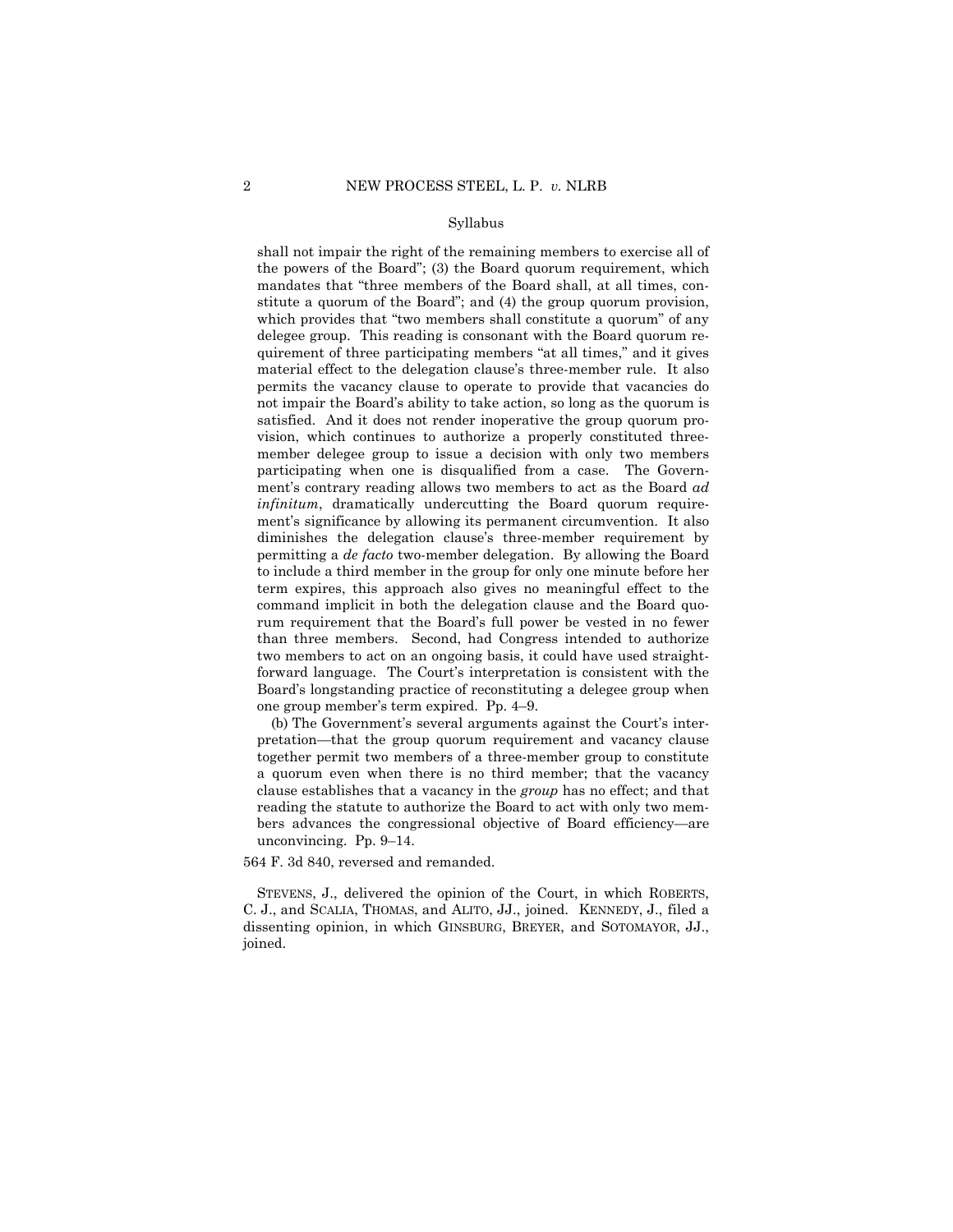## Syllabus

shall not impair the right of the remaining members to exercise all of the powers of the Board"; (3) the Board quorum requirement, which mandates that "three members of the Board shall, at all times, constitute a quorum of the Board"; and (4) the group quorum provision, which provides that "two members shall constitute a quorum" of any delegee group. This reading is consonant with the Board quorum requirement of three participating members "at all times," and it gives material effect to the delegation clause's three-member rule. It also permits the vacancy clause to operate to provide that vacancies do not impair the Board's ability to take action, so long as the quorum is satisfied. And it does not render inoperative the group quorum provision, which continues to authorize a properly constituted three-member delegee group to issue a decision with only two members participating when one is disqualified from a case. The Government's contrary reading allows two members to act as the Board *ad infinitum*, dramatically undercutting the Board quorum requirement's significance by allowing its permanent circumvention. It also diminishes the delegation clause's three-member requirement by permitting a *de facto* two-member delegation. By allowing the Board to include a third member in the group for only one minute before her term expires, this approach also gives no meaningful effect to the command implicit in both the delegation clause and the Board quorum requirement that the Board's full power be vested in no fewer than three members. Second, had Congress intended to authorize two members to act on an ongoing basis, it could have used straightforward language. The Court's interpretation is consistent with the Board's longstanding practice of reconstituting a delegee group when one group member's term expired. Pp. 4–9.

(b) The Government's several arguments against the Court's interpretation—that the group quorum requirement and vacancy clause together permit two members of a three-member group to constitute a quorum even when there is no third member; that the vacancy clause establishes that a vacancy in the *group* has no effect; and that reading the statute to authorize the Board to act with only two members advances the congressional objective of Board efficiency—are unconvincing. Pp. 9–14.

564 F. 3d 840, reversed and remanded.

STEVENS, J., delivered the opinion of the Court, in which ROBERTS, C. J., and SCALIA, THOMAS, and ALITO, JJ., joined. KENNEDY, J., filed a dissenting opinion, in which GINSBURG, BREYER, and SOTOMAYOR, JJ., joined.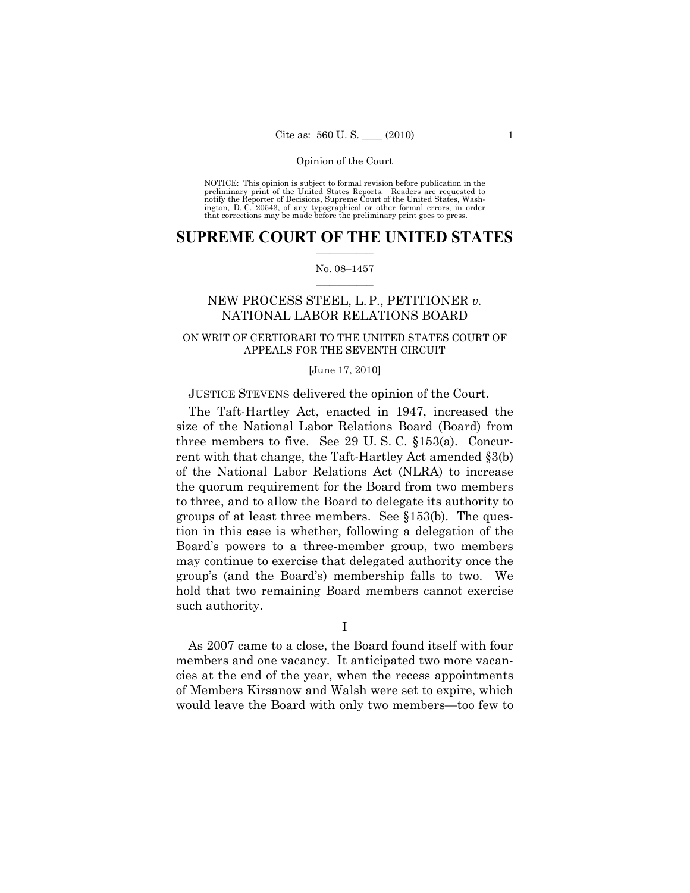Opinion of the Court

NOTICE: This opinion is subject to formal revision before publication in the preliminary print of the United States Reports. Readers are requested to notify the Reporter of Decisions, Supreme Court of the United States, Washington, D. C. 20543, of any typographical or other formal errors, in order that corrections may be made before the preliminary print goes to press.

# SUPREME COURT OF THE UNITED STATES

No. 08–1457

## NEW PROCESS STEEL, L. P., PETITIONER *v.* NATIONAL LABOR RELATIONS BOARD

ON WRIT OF CERTIORARI TO THE UNITED STATES COURT OF APPEALS FOR THE SEVENTH CIRCUIT

[June 17, 2010]

JUSTICE STEVENS delivered the opinion of the Court.

The Taft-Hartley Act, enacted in 1947, increased the size of the National Labor Relations Board (Board) from three members to five. See 29 U. S. C. §153(a). Concurrent with that change, the Taft-Hartley Act amended §3(b) of the National Labor Relations Act (NLRA) to increase the quorum requirement for the Board from two members to three, and to allow the Board to delegate its authority to groups of at least three members. See §153(b). The question in this case is whether, following a delegation of the Board's powers to a three-member group, two members may continue to exercise that delegated authority once the group's (and the Board's) membership falls to two. We hold that two remaining Board members cannot exercise such authority.

I

As 2007 came to a close, the Board found itself with four members and one vacancy. It anticipated two more vacancies at the end of the year, when the recess appointments of Members Kirsanow and Walsh were set to expire, which would leave the Board with only two members—too few to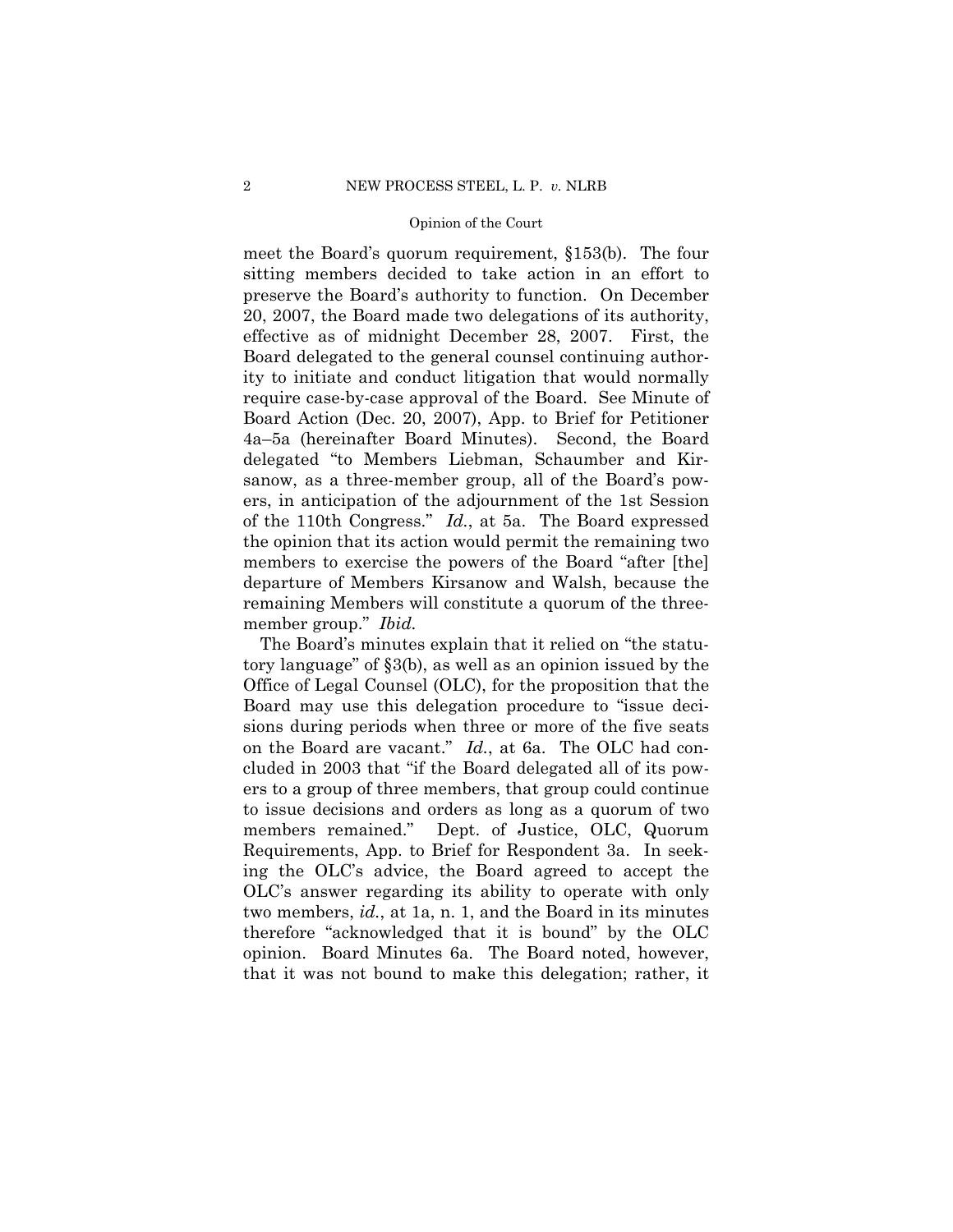meet the Board's quorum requirement, §153(b). The four sitting members decided to take action in an effort to preserve the Board's authority to function. On December 20, 2007, the Board made two delegations of its authority, effective as of midnight December 28, 2007. First, the Board delegated to the general counsel continuing authority to initiate and conduct litigation that would normally require case-by-case approval of the Board. See Minute of Board Action (Dec. 20, 2007), App. to Brief for Petitioner 4a–5a (hereinafter Board Minutes). Second, the Board delegated "to Members Liebman, Schaumber and Kirsanow, as a three-member group, all of the Board's powers, in anticipation of the adjournment of the 1st Session of the 110th Congress." *Id.*, at 5a. The Board expressed the opinion that its action would permit the remaining two members to exercise the powers of the Board "after [the] departure of Members Kirsanow and Walsh, because the remaining Members will constitute a quorum of the three-member group." *Ibid.*

The Board's minutes explain that it relied on "the statutory language" of §3(b), as well as an opinion issued by the Office of Legal Counsel (OLC), for the proposition that the Board may use this delegation procedure to "issue decisions during periods when three or more of the five seats on the Board are vacant." *Id.*, at 6a. The OLC had concluded in 2003 that "if the Board delegated all of its powers to a group of three members, that group could continue to issue decisions and orders as long as a quorum of two members remained." Dept. of Justice, OLC, Quorum Requirements, App. to Brief for Respondent 3a. In seeking the OLC's advice, the Board agreed to accept the OLC's answer regarding its ability to operate with only two members, *id.*, at 1a, n. 1, and the Board in its minutes therefore "acknowledged that it is bound" by the OLC opinion. Board Minutes 6a. The Board noted, however, that it was not bound to make this delegation; rather, it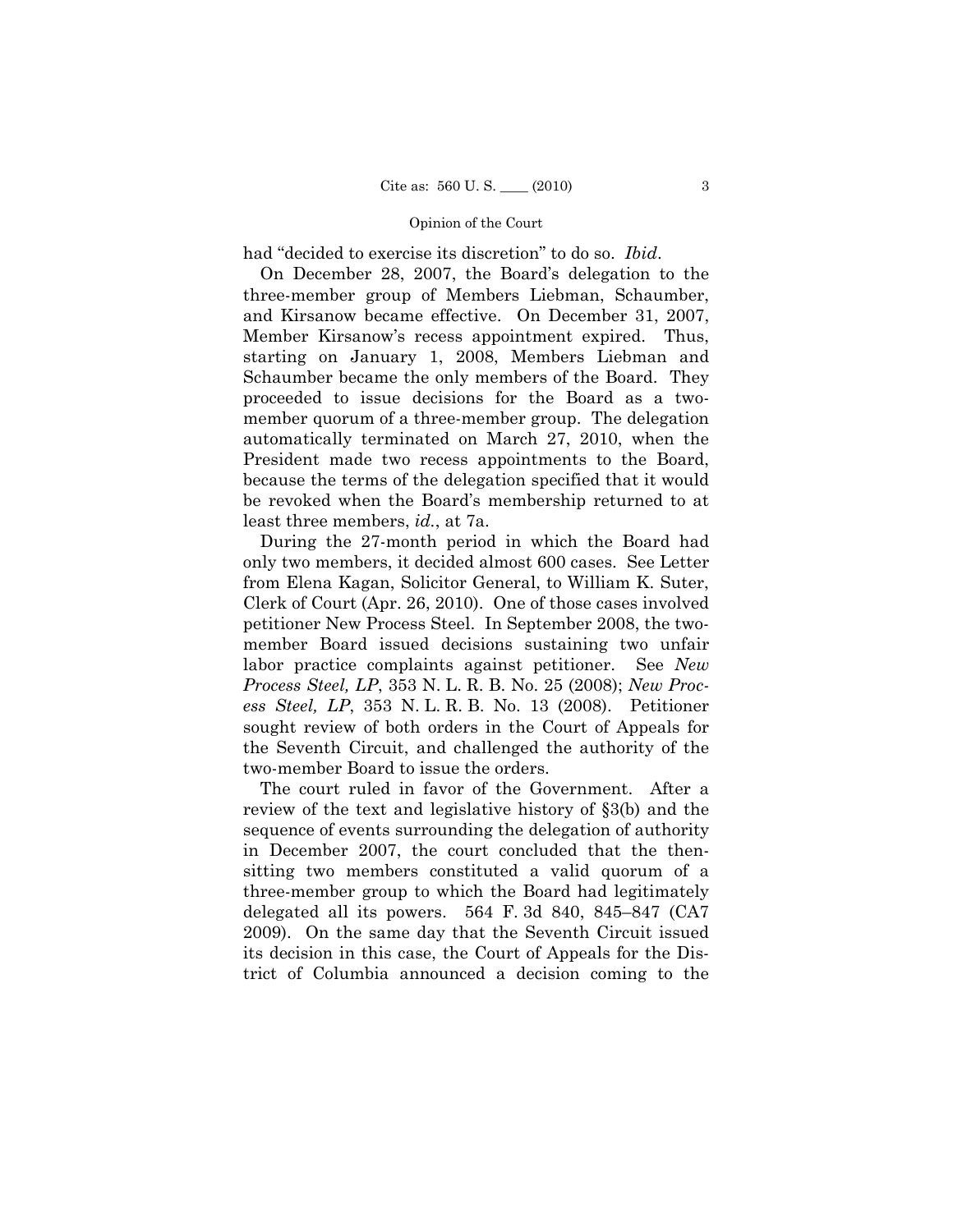had "decided to exercise its discretion" to do so. *Ibid*.

On December 28, 2007, the Board's delegation to the three-member group of Members Liebman, Schaumber, and Kirsanow became effective. On December 31, 2007, Member Kirsanow's recess appointment expired. Thus, starting on January 1, 2008, Members Liebman and Schaumber became the only members of the Board. They proceeded to issue decisions for the Board as a two-member quorum of a three-member group. The delegation automatically terminated on March 27, 2010, when the President made two recess appointments to the Board, because the terms of the delegation specified that it would be revoked when the Board's membership returned to at least three members, *id*., at 7a.

During the 27-month period in which the Board had only two members, it decided almost 600 cases. See Letter from Elena Kagan, Solicitor General, to William K. Suter, Clerk of Court (Apr. 26, 2010). One of those cases involved petitioner New Process Steel. In September 2008, the two-member Board issued decisions sustaining two unfair labor practice complaints against petitioner. See *New Process Steel, LP*, 353 N. L. R. B. No. 25 (2008); *New Process Steel, LP*, 353 N. L. R. B. No. 13 (2008). Petitioner sought review of both orders in the Court of Appeals for the Seventh Circuit, and challenged the authority of the two-member Board to issue the orders.

The court ruled in favor of the Government. After a review of the text and legislative history of §3(b) and the sequence of events surrounding the delegation of authority in December 2007, the court concluded that the then-sitting two members constituted a valid quorum of a three-member group to which the Board had legitimately delegated all its powers. 564 F. 3d 840, 845–847 (CA7 2009). On the same day that the Seventh Circuit issued its decision in this case, the Court of Appeals for the District of Columbia announced a decision coming to the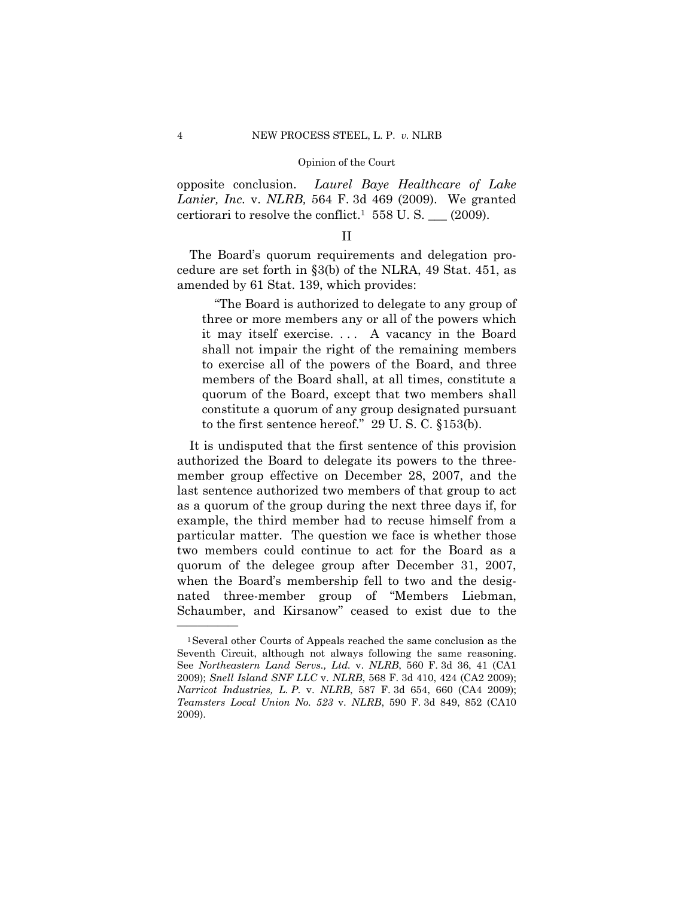opposite conclusion. *Laurel Baye Healthcare of Lake Lanier, Inc.* v. *NLRB,* 564 F. 3d 469 (2009). We granted certiorari to resolve the conflict.[1] 558 U. S. ___ (2009).

## II

The Board's quorum requirements and delegation procedure are set forth in §3(b) of the NLRA, 49 Stat. 451, as amended by 61 Stat. 139, which provides:

> "The Board is authorized to delegate to any group of three or more members any or all of the powers which it may itself exercise. . . . A vacancy in the Board shall not impair the right of the remaining members to exercise all of the powers of the Board, and three members of the Board shall, at all times, constitute a quorum of the Board, except that two members shall constitute a quorum of any group designated pursuant to the first sentence hereof." 29 U. S. C. §153(b).

It is undisputed that the first sentence of this provision authorized the Board to delegate its powers to the three-member group effective on December 28, 2007, and the last sentence authorized two members of that group to act as a quorum of the group during the next three days if, for example, the third member had to recuse himself from a particular matter. The question we face is whether those two members could continue to act for the Board as a quorum of the delegee group after December 31, 2007, when the Board's membership fell to two and the designated three-member group of "Members Liebman, Schaumber, and Kirsanow" ceased to exist due to the

---

[1] Several other Courts of Appeals reached the same conclusion as the Seventh Circuit, although not always following the same reasoning. See *Northeastern Land Servs., Ltd.* v. *NLRB*, 560 F. 3d 36, 41 (CA1 2009); *Snell Island SNF LLC* v. *NLRB*, 568 F. 3d 410, 424 (CA2 2009); *Narricot Industries, L. P.* v. *NLRB*, 587 F. 3d 654, 660 (CA4 2009); *Teamsters Local Union No. 523* v. *NLRB*, 590 F. 3d 849, 852 (CA10 2009).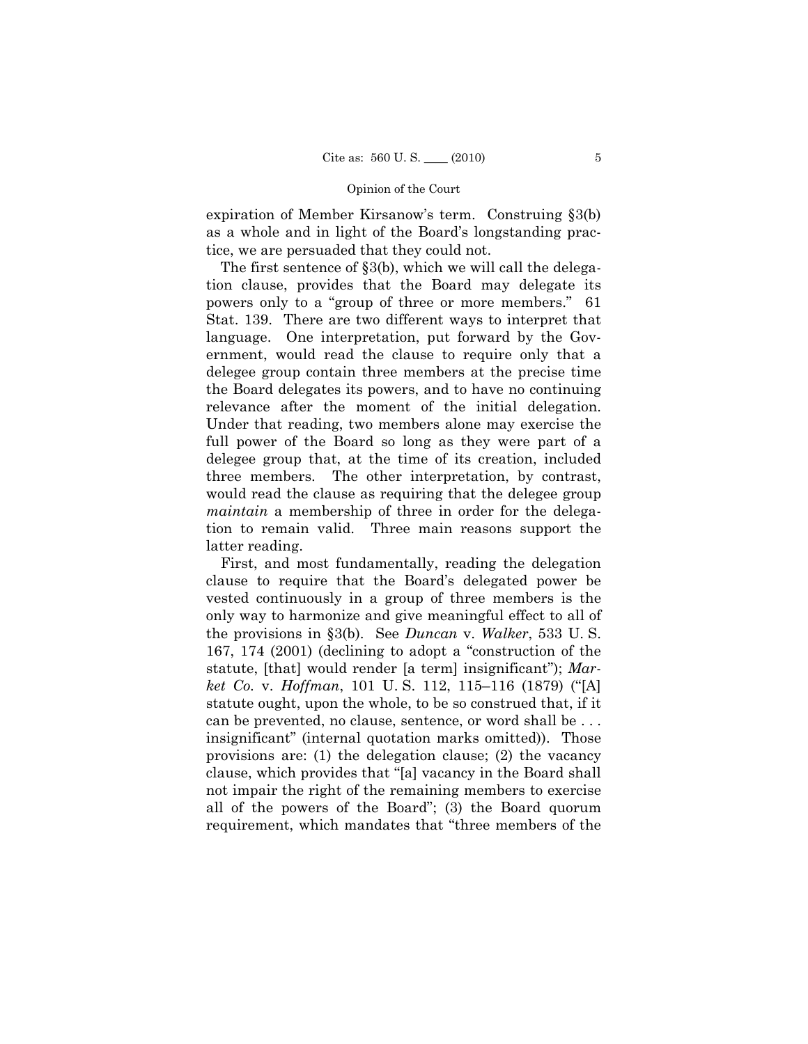expiration of Member Kirsanow's term. Construing §3(b) as a whole and in light of the Board's longstanding practice, we are persuaded that they could not.

The first sentence of §3(b), which we will call the delegation clause, provides that the Board may delegate its powers only to a "group of three or more members." 61 Stat. 139. There are two different ways to interpret that language. One interpretation, put forward by the Government, would read the clause to require only that a delegee group contain three members at the precise time the Board delegates its powers, and to have no continuing relevance after the moment of the initial delegation. Under that reading, two members alone may exercise the full power of the Board so long as they were part of a delegee group that, at the time of its creation, included three members. The other interpretation, by contrast, would read the clause as requiring that the delegee group *maintain* a membership of three in order for the delegation to remain valid. Three main reasons support the latter reading.

First, and most fundamentally, reading the delegation clause to require that the Board's delegated power be vested continuously in a group of three members is the only way to harmonize and give meaningful effect to all of the provisions in §3(b). See *Duncan* v. *Walker*, 533 U. S. 167, 174 (2001) (declining to adopt a "construction of the statute, [that] would render [a term] insignificant"); *Market Co.* v. *Hoffman*, 101 U. S. 112, 115–116 (1879) ("[A] statute ought, upon the whole, to be so construed that, if it can be prevented, no clause, sentence, or word shall be . . . insignificant" (internal quotation marks omitted)). Those provisions are: (1) the delegation clause; (2) the vacancy clause, which provides that "[a] vacancy in the Board shall not impair the right of the remaining members to exercise all of the powers of the Board"; (3) the Board quorum requirement, which mandates that "three members of the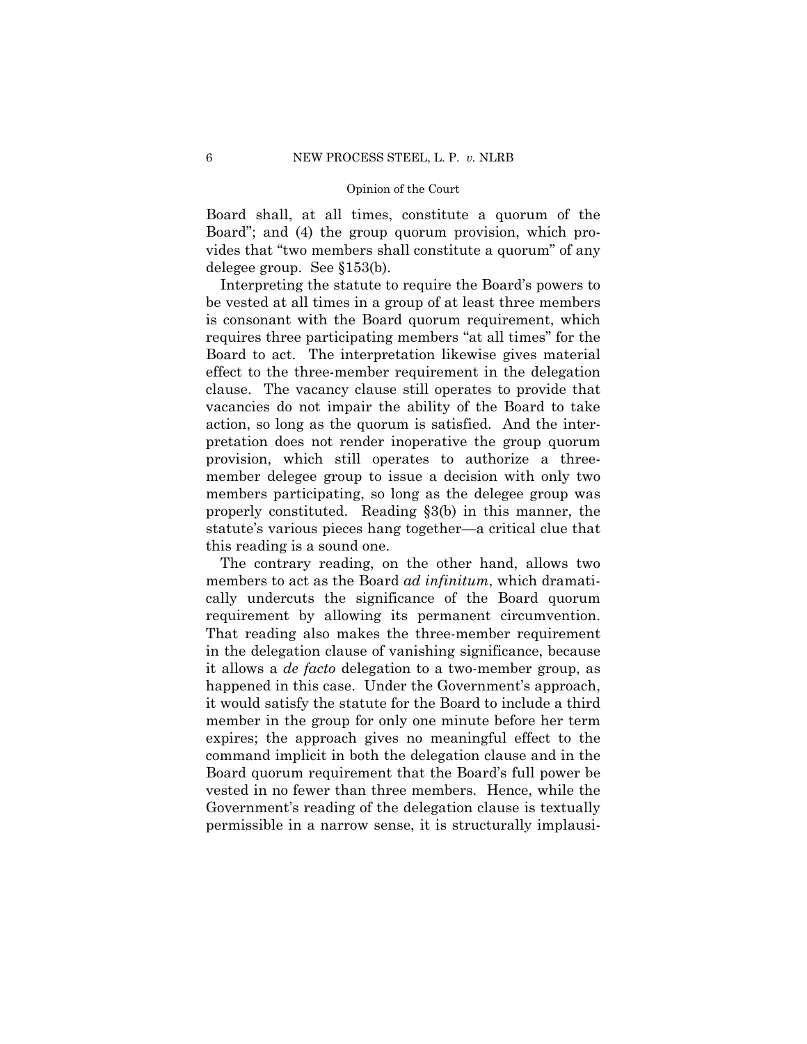Board shall, at all times, constitute a quorum of the Board"; and (4) the group quorum provision, which provides that "two members shall constitute a quorum" of any delegee group. See §153(b).

Interpreting the statute to require the Board's powers to be vested at all times in a group of at least three members is consonant with the Board quorum requirement, which requires three participating members "at all times" for the Board to act. The interpretation likewise gives material effect to the three-member requirement in the delegation clause. The vacancy clause still operates to provide that vacancies do not impair the ability of the Board to take action, so long as the quorum is satisfied. And the interpretation does not render inoperative the group quorum provision, which still operates to authorize a three-member delegee group to issue a decision with only two members participating, so long as the delegee group was properly constituted. Reading §3(b) in this manner, the statute's various pieces hang together—a critical clue that this reading is a sound one.

The contrary reading, on the other hand, allows two members to act as the Board *ad infinitum*, which dramatically undercuts the significance of the Board quorum requirement by allowing its permanent circumvention. That reading also makes the three-member requirement in the delegation clause of vanishing significance, because it allows a *de facto* delegation to a two-member group, as happened in this case. Under the Government's approach, it would satisfy the statute for the Board to include a third member in the group for only one minute before her term expires; the approach gives no meaningful effect to the command implicit in both the delegation clause and in the Board quorum requirement that the Board's full power be vested in no fewer than three members. Hence, while the Government's reading of the delegation clause is textually permissible in a narrow sense, it is structurally implausi-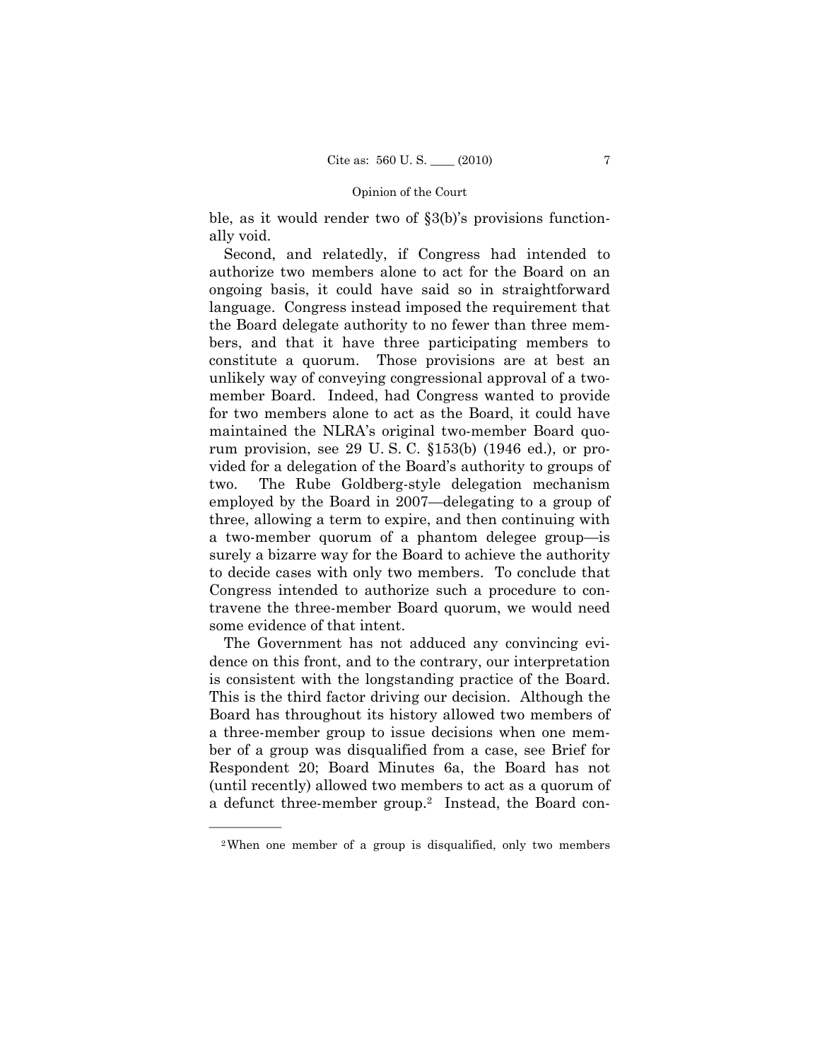ble, as it would render two of §3(b)'s provisions functionally void.

Second, and relatedly, if Congress had intended to authorize two members alone to act for the Board on an ongoing basis, it could have said so in straightforward language. Congress instead imposed the requirement that the Board delegate authority to no fewer than three members, and that it have three participating members to constitute a quorum. Those provisions are at best an unlikely way of conveying congressional approval of a two-member Board. Indeed, had Congress wanted to provide for two members alone to act as the Board, it could have maintained the NLRA's original two-member Board quorum provision, see 29 U. S. C. §153(b) (1946 ed.), or provided for a delegation of the Board's authority to groups of two. The Rube Goldberg-style delegation mechanism employed by the Board in 2007—delegating to a group of three, allowing a term to expire, and then continuing with a two-member quorum of a phantom delegee group—is surely a bizarre way for the Board to achieve the authority to decide cases with only two members. To conclude that Congress intended to authorize such a procedure to contravene the three-member Board quorum, we would need some evidence of that intent.

The Government has not adduced any convincing evidence on this front, and to the contrary, our interpretation is consistent with the longstanding practice of the Board. This is the third factor driving our decision. Although the Board has throughout its history allowed two members of a three-member group to issue decisions when one member of a group was disqualified from a case, see Brief for Respondent 20; Board Minutes 6a, the Board has not (until recently) allowed two members to act as a quorum of a defunct three-member group.[2] Instead, the Board con-

---

[2] When one member of a group is disqualified, only two members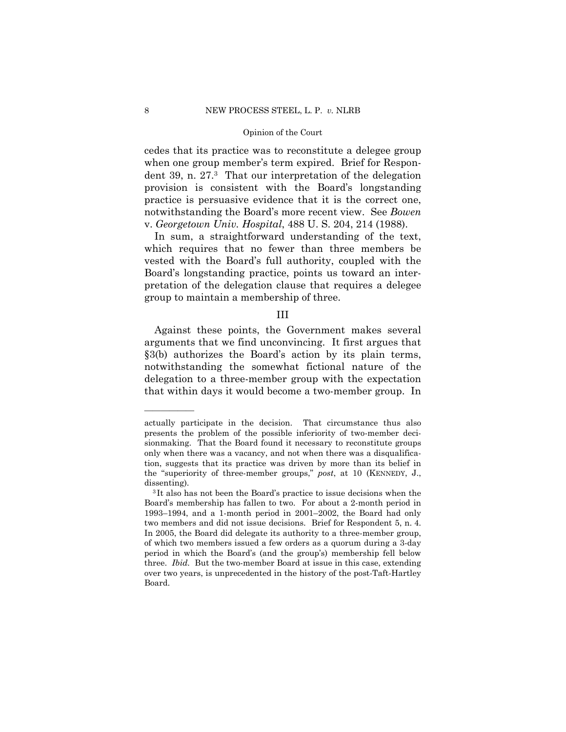cedes that its practice was to reconstitute a delegee group when one group member's term expired. Brief for Respondent 39, n. 27.[3] That our interpretation of the delegation provision is consistent with the Board's longstanding practice is persuasive evidence that it is the correct one, notwithstanding the Board's more recent view. See *Bowen* v. *Georgetown Univ. Hospital*, 488 U. S. 204, 214 (1988).

In sum, a straightforward understanding of the text, which requires that no fewer than three members be vested with the Board's full authority, coupled with the Board's longstanding practice, points us toward an interpretation of the delegation clause that requires a delegee group to maintain a membership of three.

## III

Against these points, the Government makes several arguments that we find unconvincing. It first argues that §3(b) authorizes the Board's action by its plain terms, notwithstanding the somewhat fictional nature of the delegation to a three-member group with the expectation that within days it would become a two-member group. In

---

actually participate in the decision. That circumstance thus also presents the problem of the possible inferiority of two-member decisionmaking. That the Board found it necessary to reconstitute groups only when there was a vacancy, and not when there was a disqualification, suggests that its practice was driven by more than its belief in the "superiority of three-member groups," *post*, at 10 (KENNEDY, J., dissenting).

[3] It also has not been the Board's practice to issue decisions when the Board's membership has fallen to two. For about a 2-month period in 1993–1994, and a 1-month period in 2001–2002, the Board had only two members and did not issue decisions. Brief for Respondent 5, n. 4. In 2005, the Board did delegate its authority to a three-member group, of which two members issued a few orders as a quorum during a 3-day period in which the Board's (and the group's) membership fell below three. *Ibid.* But the two-member Board at issue in this case, extending over two years, is unprecedented in the history of the post-Taft-Hartley Board.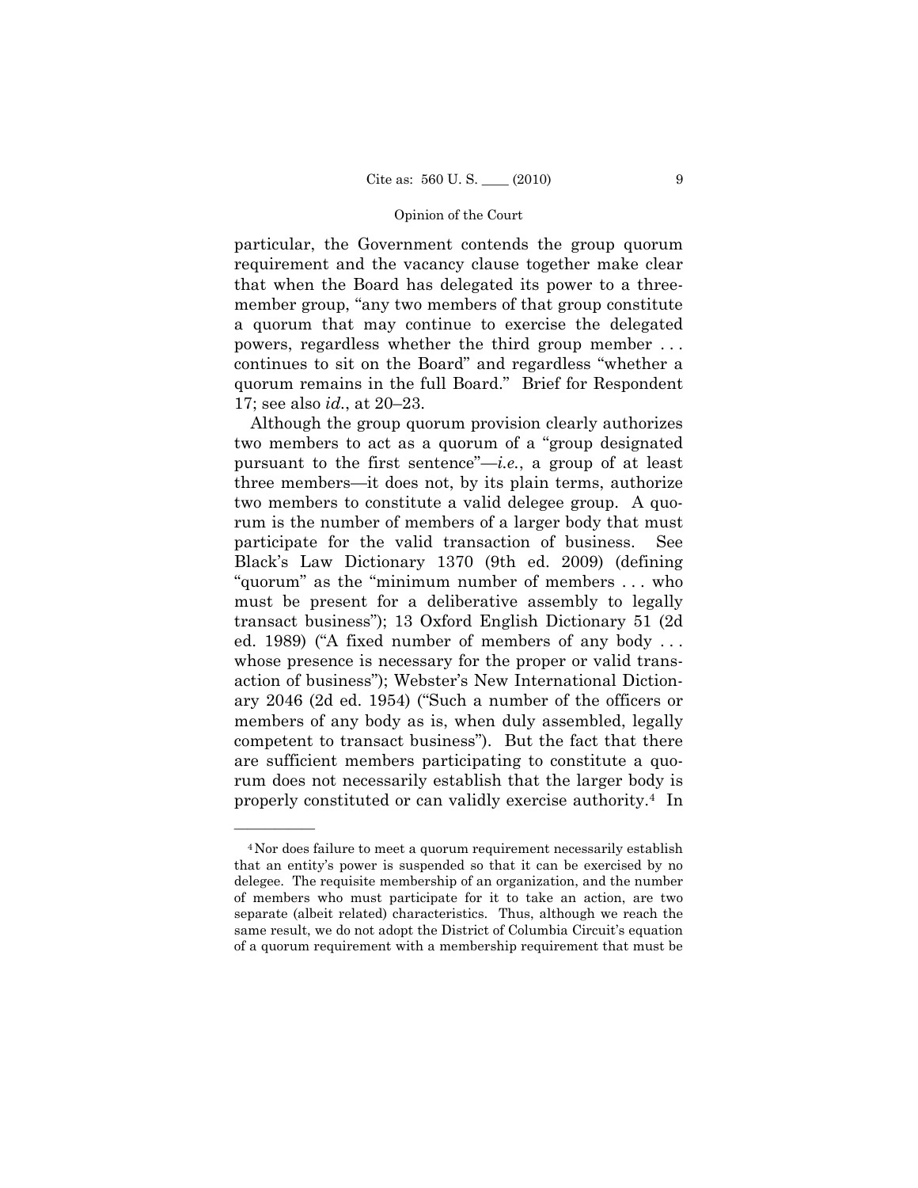particular, the Government contends the group quorum requirement and the vacancy clause together make clear that when the Board has delegated its power to a three-member group, "any two members of that group constitute a quorum that may continue to exercise the delegated powers, regardless whether the third group member . . . continues to sit on the Board" and regardless "whether a quorum remains in the full Board." Brief for Respondent 17; see also *id.*, at 20–23.

Although the group quorum provision clearly authorizes two members to act as a quorum of a "group designated pursuant to the first sentence"—*i.e.*, a group of at least three members—it does not, by its plain terms, authorize two members to constitute a valid delegee group. A quorum is the number of members of a larger body that must participate for the valid transaction of business. See Black's Law Dictionary 1370 (9th ed. 2009) (defining "quorum" as the "minimum number of members . . . who must be present for a deliberative assembly to legally transact business"); 13 Oxford English Dictionary 51 (2d ed. 1989) ("A fixed number of members of any body . . . whose presence is necessary for the proper or valid transaction of business"); Webster's New International Dictionary 2046 (2d ed. 1954) ("Such a number of the officers or members of any body as is, when duly assembled, legally competent to transact business"). But the fact that there are sufficient members participating to constitute a quorum does not necessarily establish that the larger body is properly constituted or can validly exercise authority.[4] In

---

[4] Nor does failure to meet a quorum requirement necessarily establish that an entity's power is suspended so that it can be exercised by no delegee. The requisite membership of an organization, and the number of members who must participate for it to take an action, are two separate (albeit related) characteristics. Thus, although we reach the same result, we do not adopt the District of Columbia Circuit's equation of a quorum requirement with a membership requirement that must be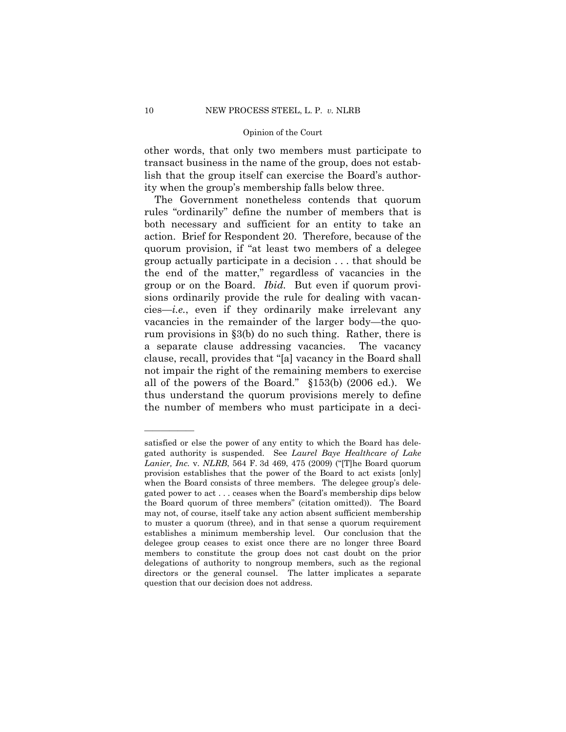other words, that only two members must participate to transact business in the name of the group, does not establish that the group itself can exercise the Board's authority when the group's membership falls below three.

The Government nonetheless contends that quorum rules "ordinarily" define the number of members that is both necessary and sufficient for an entity to take an action. Brief for Respondent 20. Therefore, because of the quorum provision, if "at least two members of a delegee group actually participate in a decision . . . that should be the end of the matter," regardless of vacancies in the group or on the Board. *Ibid.* But even if quorum provisions ordinarily provide the rule for dealing with vacancies—*i.e.*, even if they ordinarily make irrelevant any vacancies in the remainder of the larger body—the quorum provisions in §3(b) do no such thing. Rather, there is a separate clause addressing vacancies. The vacancy clause, recall, provides that "[a] vacancy in the Board shall not impair the right of the remaining members to exercise all of the powers of the Board." §153(b) (2006 ed.). We thus understand the quorum provisions merely to define the number of members who must participate in a deci-

---

satisfied or else the power of any entity to which the Board has delegated authority is suspended. See *Laurel Baye Healthcare of Lake Lanier, Inc.* v. *NLRB*, 564 F. 3d 469, 475 (2009) ("[T]he Board quorum provision establishes that the power of the Board to act exists [only] when the Board consists of three members. The delegee group's delegated power to act . . . ceases when the Board's membership dips below the Board quorum of three members" (citation omitted)). The Board may not, of course, itself take any action absent sufficient membership to muster a quorum (three), and in that sense a quorum requirement establishes a minimum membership level. Our conclusion that the delegee group ceases to exist once there are no longer three Board members to constitute the group does not cast doubt on the prior delegations of authority to nongroup members, such as the regional directors or the general counsel. The latter implicates a separate question that our decision does not address.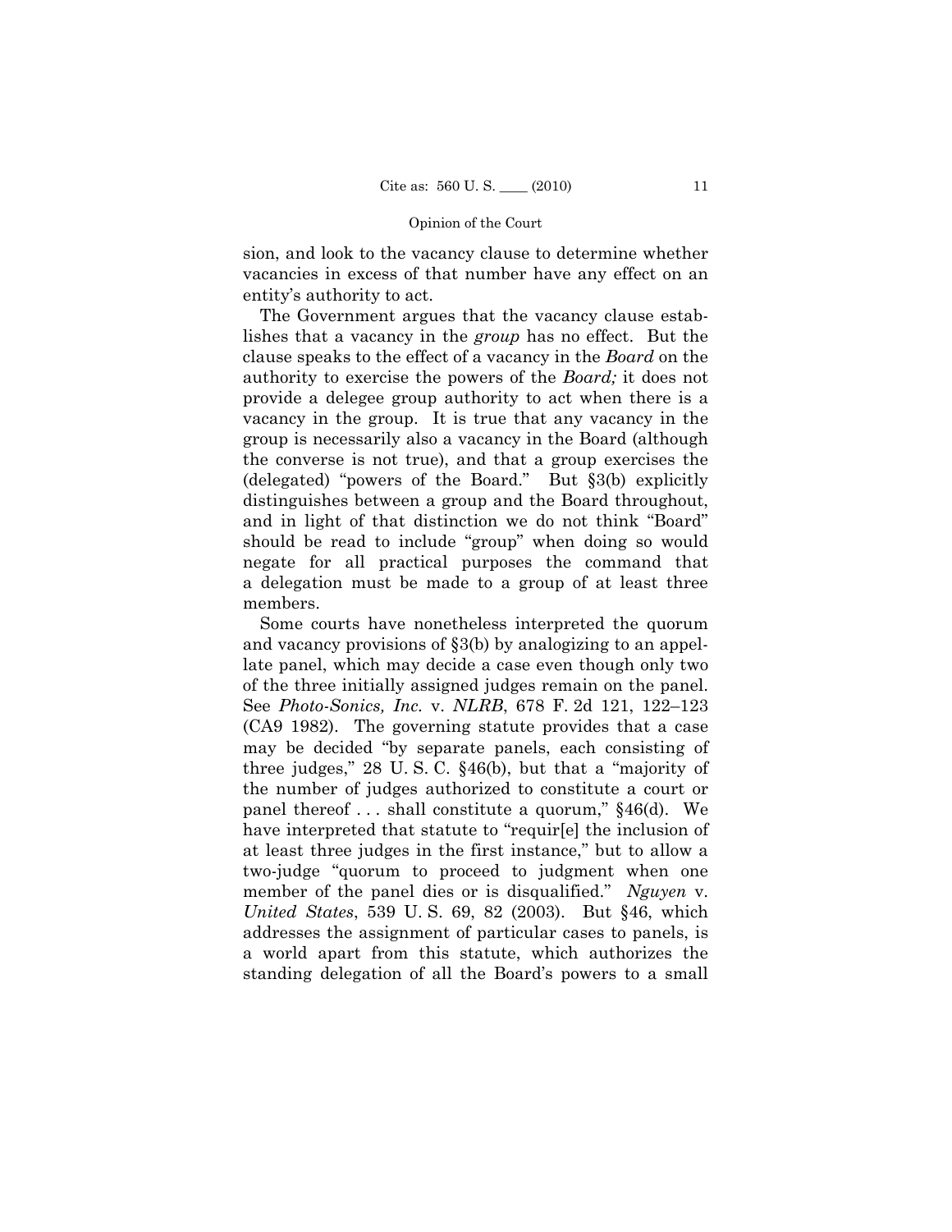sion, and look to the vacancy clause to determine whether vacancies in excess of that number have any effect on an entity's authority to act.

The Government argues that the vacancy clause establishes that a vacancy in the *group* has no effect. But the clause speaks to the effect of a vacancy in the *Board* on the authority to exercise the powers of the *Board;* it does not provide a delegee group authority to act when there is a vacancy in the group. It is true that any vacancy in the group is necessarily also a vacancy in the Board (although the converse is not true), and that a group exercises the (delegated) "powers of the Board." But §3(b) explicitly distinguishes between a group and the Board throughout, and in light of that distinction we do not think "Board" should be read to include "group" when doing so would negate for all practical purposes the command that a delegation must be made to a group of at least three members.

Some courts have nonetheless interpreted the quorum and vacancy provisions of §3(b) by analogizing to an appellate panel, which may decide a case even though only two of the three initially assigned judges remain on the panel. See *Photo-Sonics, Inc.* v. *NLRB*, 678 F. 2d 121, 122–123 (CA9 1982). The governing statute provides that a case may be decided "by separate panels, each consisting of three judges," 28 U. S. C. §46(b), but that a "majority of the number of judges authorized to constitute a court or panel thereof . . . shall constitute a quorum," §46(d). We have interpreted that statute to "requir[e] the inclusion of at least three judges in the first instance," but to allow a two-judge "quorum to proceed to judgment when one member of the panel dies or is disqualified." *Nguyen* v. *United States*, 539 U. S. 69, 82 (2003). But §46, which addresses the assignment of particular cases to panels, is a world apart from this statute, which authorizes the standing delegation of all the Board's powers to a small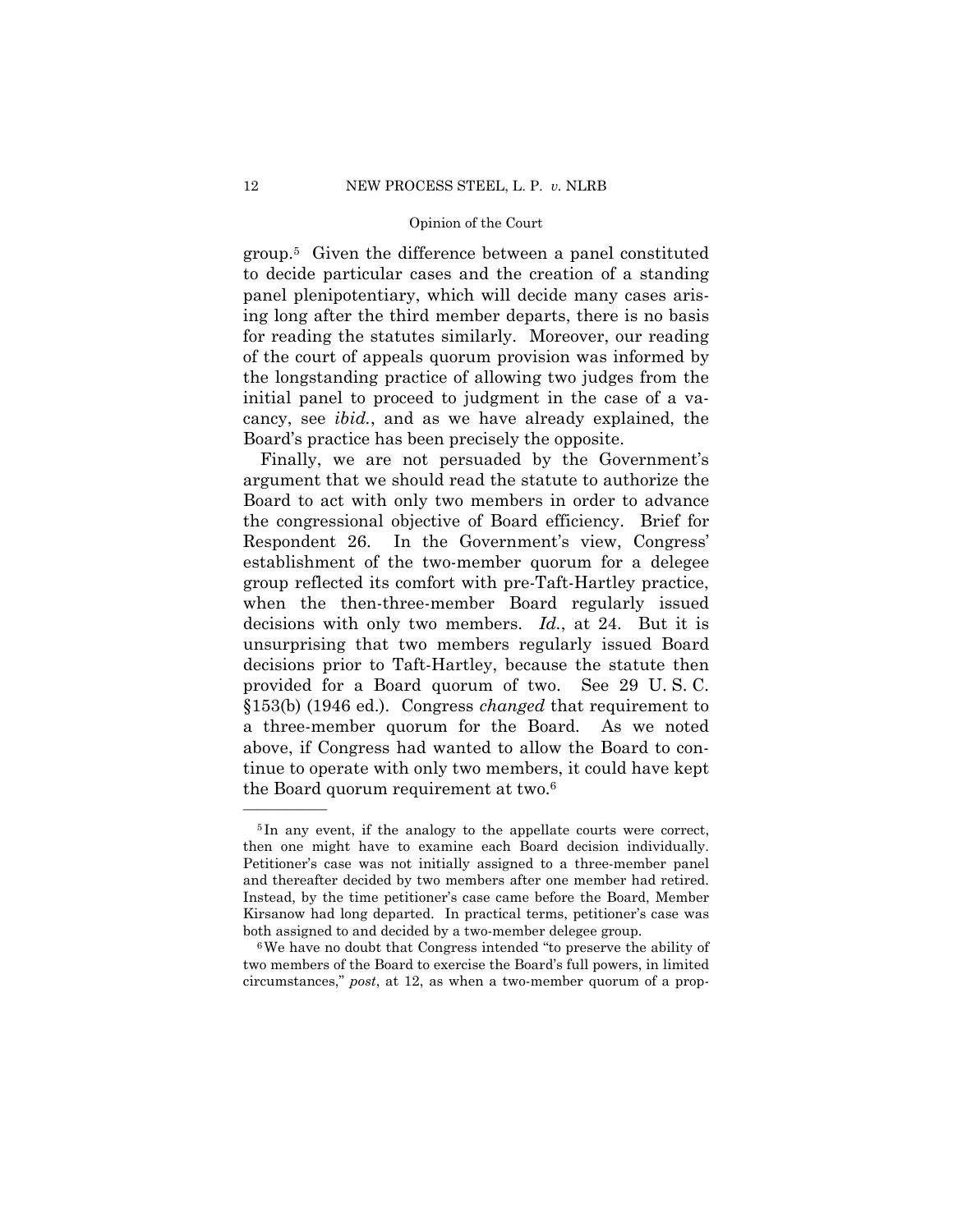group.[5] Given the difference between a panel constituted to decide particular cases and the creation of a standing panel plenipotentiary, which will decide many cases arising long after the third member departs, there is no basis for reading the statutes similarly. Moreover, our reading of the court of appeals quorum provision was informed by the longstanding practice of allowing two judges from the initial panel to proceed to judgment in the case of a vacancy, see *ibid.*, and as we have already explained, the Board's practice has been precisely the opposite.

Finally, we are not persuaded by the Government's argument that we should read the statute to authorize the Board to act with only two members in order to advance the congressional objective of Board efficiency. Brief for Respondent 26. In the Government's view, Congress' establishment of the two-member quorum for a delegee group reflected its comfort with pre-Taft-Hartley practice, when the then-three-member Board regularly issued decisions with only two members. *Id.*, at 24. But it is unsurprising that two members regularly issued Board decisions prior to Taft-Hartley, because the statute then provided for a Board quorum of two. See 29 U. S. C. §153(b) (1946 ed.). Congress *changed* that requirement to a three-member quorum for the Board. As we noted above, if Congress had wanted to allow the Board to continue to operate with only two members, it could have kept the Board quorum requirement at two.[6]

---

[5] In any event, if the analogy to the appellate courts were correct, then one might have to examine each Board decision individually. Petitioner's case was not initially assigned to a three-member panel and thereafter decided by two members after one member had retired. Instead, by the time petitioner's case came before the Board, Member Kirsanow had long departed. In practical terms, petitioner's case was both assigned to and decided by a two-member delegee group.

[6] We have no doubt that Congress intended "to preserve the ability of two members of the Board to exercise the Board's full powers, in limited circumstances," *post*, at 12, as when a two-member quorum of a prop-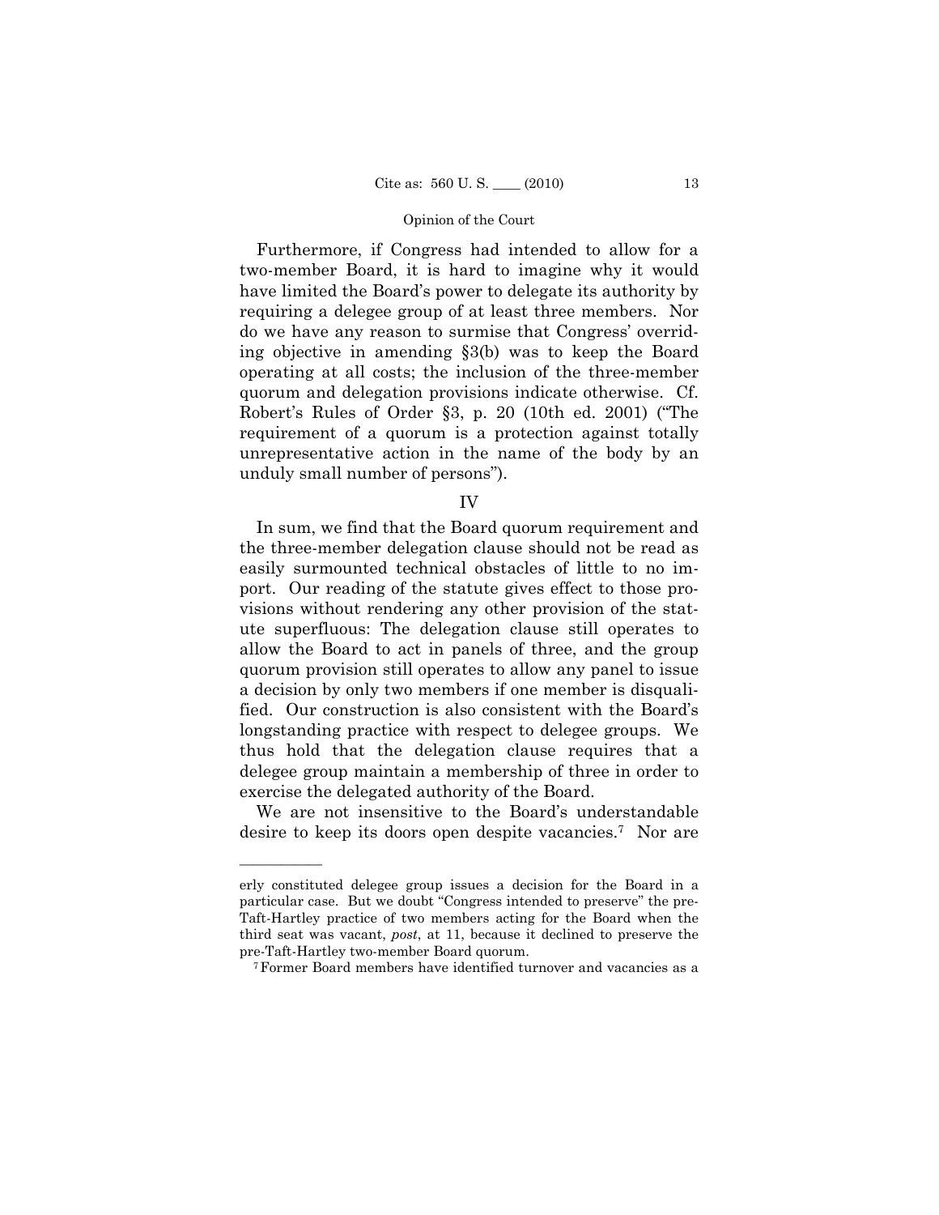Furthermore, if Congress had intended to allow for a two-member Board, it is hard to imagine why it would have limited the Board's power to delegate its authority by requiring a delegee group of at least three members. Nor do we have any reason to surmise that Congress' overriding objective in amending §3(b) was to keep the Board operating at all costs; the inclusion of the three-member quorum and delegation provisions indicate otherwise. Cf. Robert's Rules of Order §3, p. 20 (10th ed. 2001) ("The requirement of a quorum is a protection against totally unrepresentative action in the name of the body by an unduly small number of persons").

## IV

In sum, we find that the Board quorum requirement and the three-member delegation clause should not be read as easily surmounted technical obstacles of little to no import. Our reading of the statute gives effect to those provisions without rendering any other provision of the statute superfluous: The delegation clause still operates to allow the Board to act in panels of three, and the group quorum provision still operates to allow any panel to issue a decision by only two members if one member is disqualified. Our construction is also consistent with the Board's longstanding practice with respect to delegee groups. We thus hold that the delegation clause requires that a delegee group maintain a membership of three in order to exercise the delegated authority of the Board.

We are not insensitive to the Board's understandable desire to keep its doors open despite vacancies.[7] Nor are

---

erly constituted delegee group issues a decision for the Board in a particular case. But we doubt "Congress intended to preserve" the pre-Taft-Hartley practice of two members acting for the Board when the third seat was vacant, *post*, at 11, because it declined to preserve the pre-Taft-Hartley two-member Board quorum.

[7] Former Board members have identified turnover and vacancies as a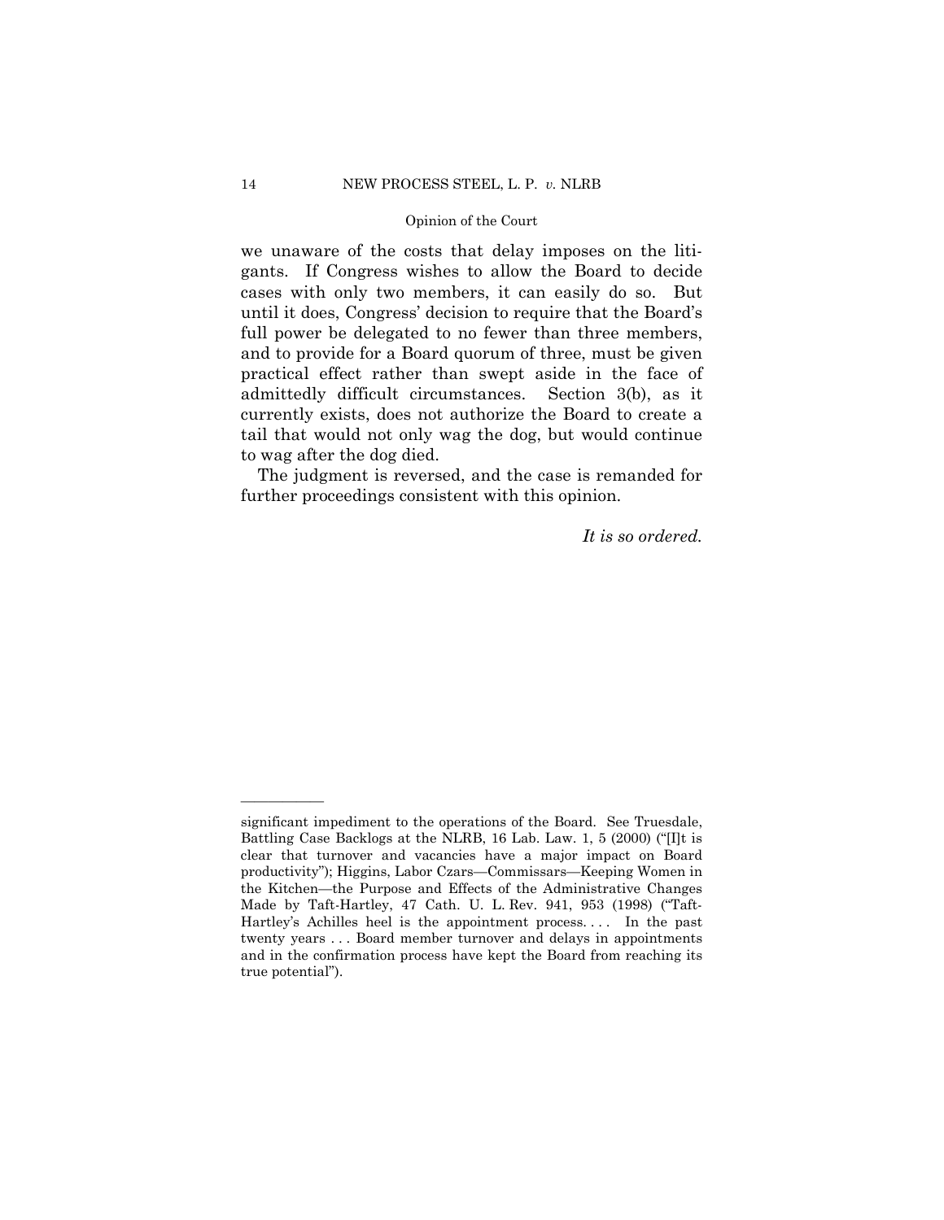we unaware of the costs that delay imposes on the litigants. If Congress wishes to allow the Board to decide cases with only two members, it can easily do so. But until it does, Congress' decision to require that the Board's full power be delegated to no fewer than three members, and to provide for a Board quorum of three, must be given practical effect rather than swept aside in the face of admittedly difficult circumstances. Section 3(b), as it currently exists, does not authorize the Board to create a tail that would not only wag the dog, but would continue to wag after the dog died.

The judgment is reversed, and the case is remanded for further proceedings consistent with this opinion.

*It is so ordered.*

---

significant impediment to the operations of the Board. See Truesdale, Battling Case Backlogs at the NLRB, 16 Lab. Law. 1, 5 (2000) ("[I]t is clear that turnover and vacancies have a major impact on Board productivity"); Higgins, Labor Czars—Commissars—Keeping Women in the Kitchen—the Purpose and Effects of the Administrative Changes Made by Taft-Hartley, 47 Cath. U. L. Rev. 941, 953 (1998) ("Taft-Hartley's Achilles heel is the appointment process. . . . In the past twenty years . . . Board member turnover and delays in appointments and in the confirmation process have kept the Board from reaching its true potential").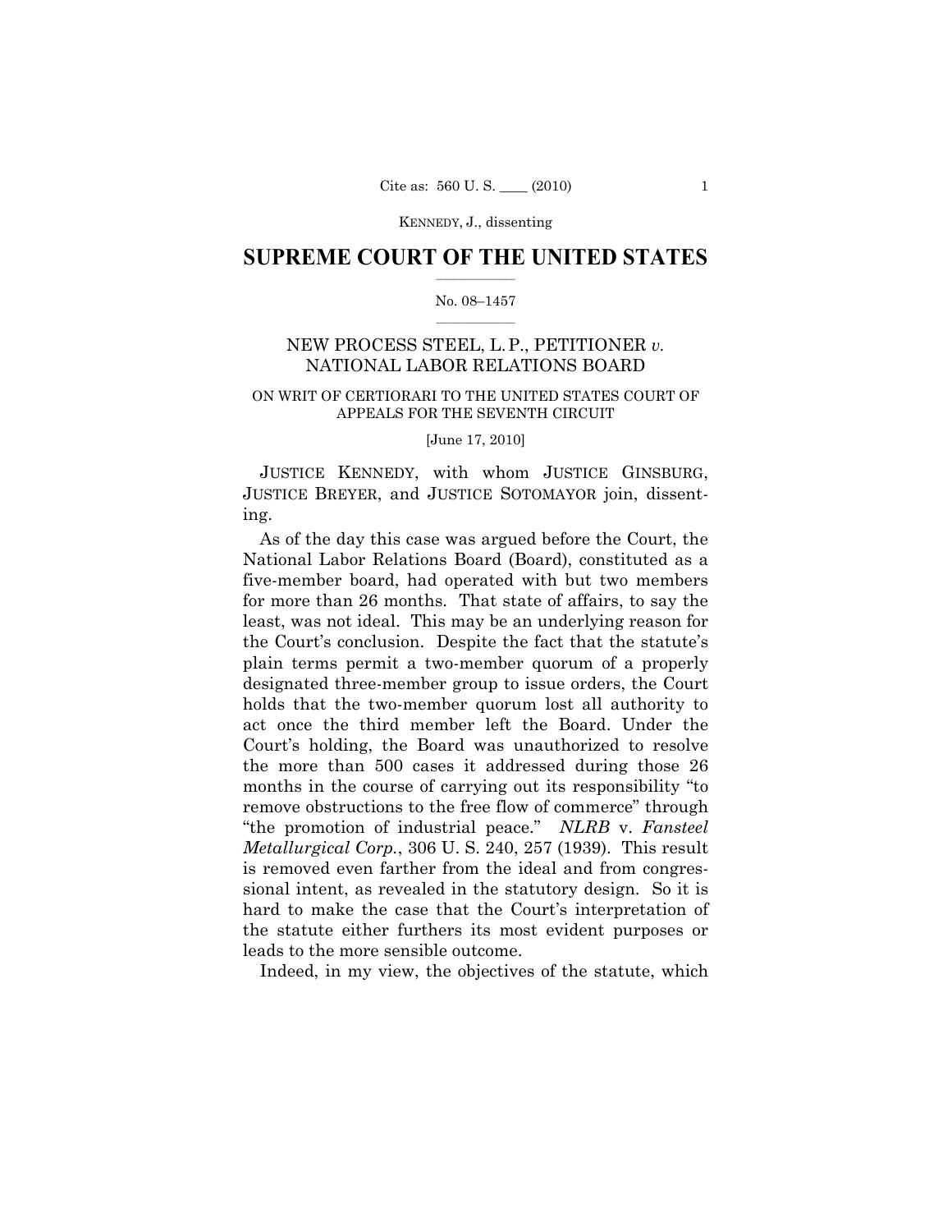# SUPREME COURT OF THE UNITED STATES

No. 08–1457

NEW PROCESS STEEL, L. P., PETITIONER *v.* NATIONAL LABOR RELATIONS BOARD

ON WRIT OF CERTIORARI TO THE UNITED STATES COURT OF APPEALS FOR THE SEVENTH CIRCUIT

[June 17, 2010]

JUSTICE KENNEDY, with whom JUSTICE GINSBURG, JUSTICE BREYER, and JUSTICE SOTOMAYOR join, dissenting.

As of the day this case was argued before the Court, the National Labor Relations Board (Board), constituted as a five-member board, had operated with but two members for more than 26 months. That state of affairs, to say the least, was not ideal. This may be an underlying reason for the Court's conclusion. Despite the fact that the statute's plain terms permit a two-member quorum of a properly designated three-member group to issue orders, the Court holds that the two-member quorum lost all authority to act once the third member left the Board. Under the Court's holding, the Board was unauthorized to resolve the more than 500 cases it addressed during those 26 months in the course of carrying out its responsibility "to remove obstructions to the free flow of commerce" through "the promotion of industrial peace." *NLRB* v. *Fansteel Metallurgical Corp.*, 306 U. S. 240, 257 (1939). This result is removed even farther from the ideal and from congressional intent, as revealed in the statutory design. So it is hard to make the case that the Court's interpretation of the statute either furthers its most evident purposes or leads to the more sensible outcome.

Indeed, in my view, the objectives of the statute, which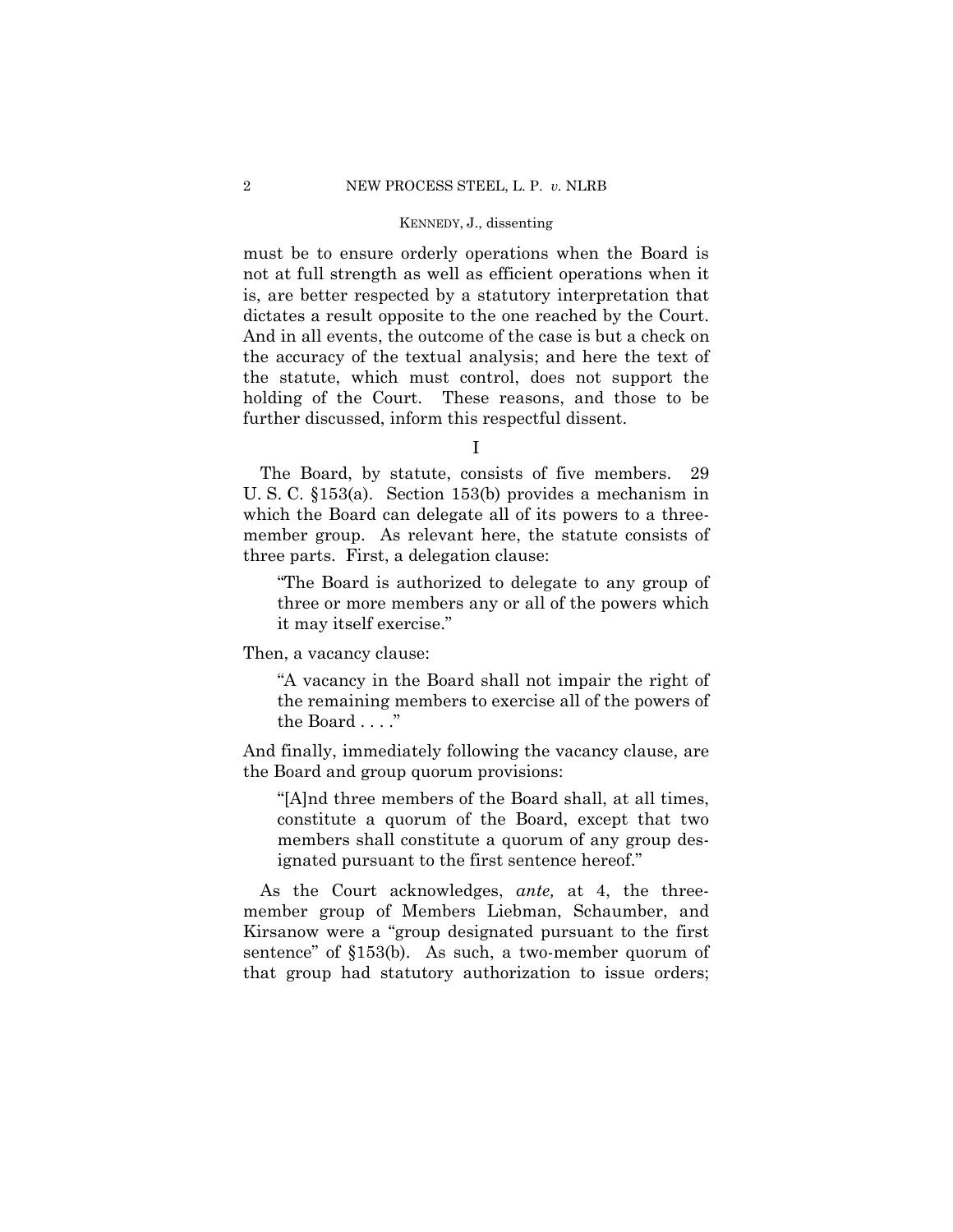must be to ensure orderly operations when the Board is not at full strength as well as efficient operations when it is, are better respected by a statutory interpretation that dictates a result opposite to the one reached by the Court. And in all events, the outcome of the case is but a check on the accuracy of the textual analysis; and here the text of the statute, which must control, does not support the holding of the Court. These reasons, and those to be further discussed, inform this respectful dissent.

## I

The Board, by statute, consists of five members. 29 U. S. C. §153(a). Section 153(b) provides a mechanism in which the Board can delegate all of its powers to a three-member group. As relevant here, the statute consists of three parts. First, a delegation clause:

> "The Board is authorized to delegate to any group of three or more members any or all of the powers which it may itself exercise."

Then, a vacancy clause:

> "A vacancy in the Board shall not impair the right of the remaining members to exercise all of the powers of the Board . . . ."

And finally, immediately following the vacancy clause, are the Board and group quorum provisions:

> "[A]nd three members of the Board shall, at all times, constitute a quorum of the Board, except that two members shall constitute a quorum of any group designated pursuant to the first sentence hereof."

As the Court acknowledges, *ante,* at 4, the three-member group of Members Liebman, Schaumber, and Kirsanow were a "group designated pursuant to the first sentence" of §153(b). As such, a two-member quorum of that group had statutory authorization to issue orders;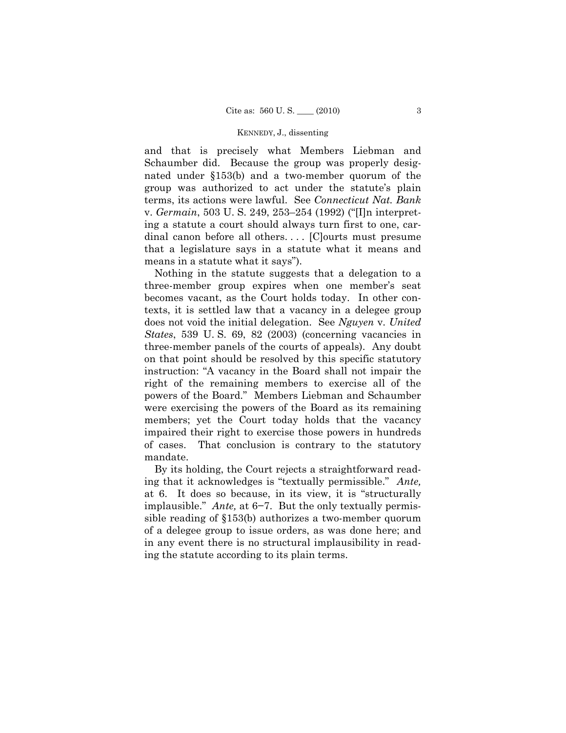and that is precisely what Members Liebman and Schaumber did. Because the group was properly designated under §153(b) and a two-member quorum of the group was authorized to act under the statute's plain terms, its actions were lawful. See *Connecticut Nat. Bank* v. *Germain*, 503 U. S. 249, 253–254 (1992) ("[I]n interpreting a statute a court should always turn first to one, cardinal canon before all others. . . . [C]ourts must presume that a legislature says in a statute what it means and means in a statute what it says").

Nothing in the statute suggests that a delegation to a three-member group expires when one member's seat becomes vacant, as the Court holds today. In other contexts, it is settled law that a vacancy in a delegee group does not void the initial delegation. See *Nguyen* v. *United States*, 539 U. S. 69, 82 (2003) (concerning vacancies in three-member panels of the courts of appeals). Any doubt on that point should be resolved by this specific statutory instruction: "A vacancy in the Board shall not impair the right of the remaining members to exercise all of the powers of the Board." Members Liebman and Schaumber were exercising the powers of the Board as its remaining members; yet the Court today holds that the vacancy impaired their right to exercise those powers in hundreds of cases. That conclusion is contrary to the statutory mandate.

By its holding, the Court rejects a straightforward reading that it acknowledges is "textually permissible." *Ante,* at 6. It does so because, in its view, it is "structurally implausible." *Ante,* at 6–7. But the only textually permissible reading of §153(b) authorizes a two-member quorum of a delegee group to issue orders, as was done here; and in any event there is no structural implausibility in reading the statute according to its plain terms.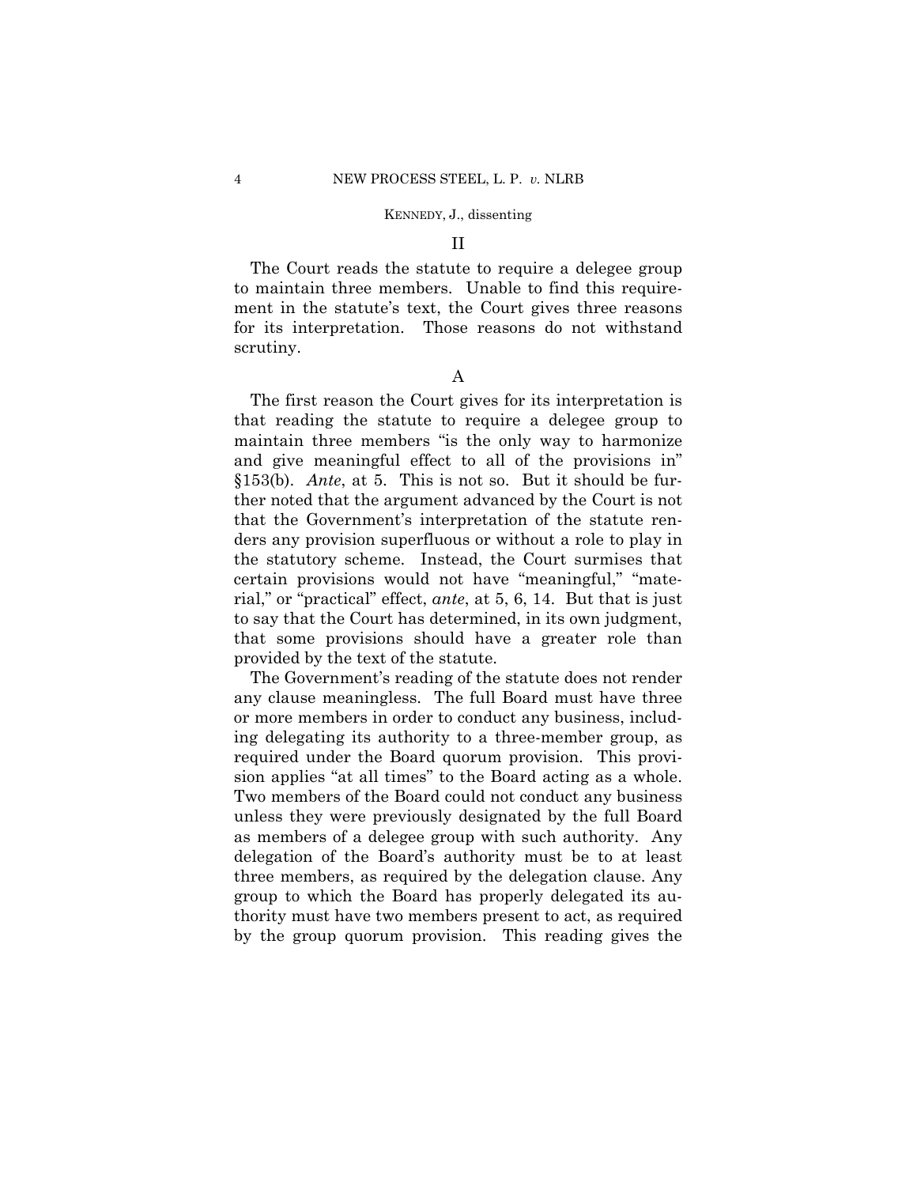## II

The Court reads the statute to require a delegee group to maintain three members. Unable to find this requirement in the statute's text, the Court gives three reasons for its interpretation. Those reasons do not withstand scrutiny.

### A

The first reason the Court gives for its interpretation is that reading the statute to require a delegee group to maintain three members "is the only way to harmonize and give meaningful effect to all of the provisions in" §153(b). *Ante*, at 5. This is not so. But it should be further noted that the argument advanced by the Court is not that the Government's interpretation of the statute renders any provision superfluous or without a role to play in the statutory scheme. Instead, the Court surmises that certain provisions would not have "meaningful," "material," or "practical" effect, *ante*, at 5, 6, 14. But that is just to say that the Court has determined, in its own judgment, that some provisions should have a greater role than provided by the text of the statute.

The Government's reading of the statute does not render any clause meaningless. The full Board must have three or more members in order to conduct any business, including delegating its authority to a three-member group, as required under the Board quorum provision. This provision applies "at all times" to the Board acting as a whole. Two members of the Board could not conduct any business unless they were previously designated by the full Board as members of a delegee group with such authority. Any delegation of the Board's authority must be to at least three members, as required by the delegation clause. Any group to which the Board has properly delegated its authority must have two members present to act, as required by the group quorum provision. This reading gives the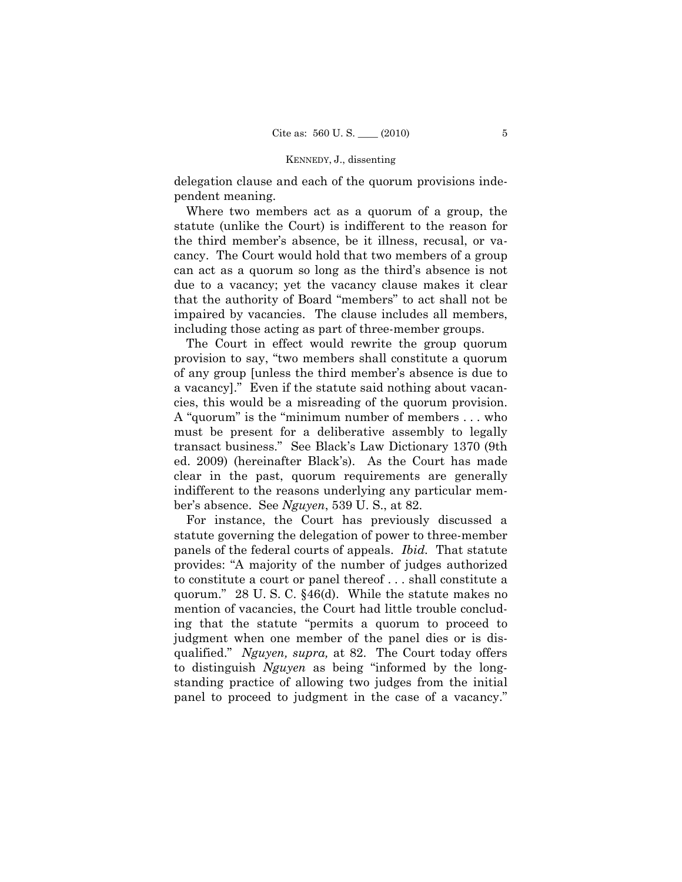delegation clause and each of the quorum provisions independent meaning.

Where two members act as a quorum of a group, the statute (unlike the Court) is indifferent to the reason for the third member's absence, be it illness, recusal, or vacancy. The Court would hold that two members of a group can act as a quorum so long as the third's absence is not due to a vacancy; yet the vacancy clause makes it clear that the authority of Board "members" to act shall not be impaired by vacancies. The clause includes all members, including those acting as part of three-member groups.

The Court in effect would rewrite the group quorum provision to say, "two members shall constitute a quorum of any group [unless the third member's absence is due to a vacancy]." Even if the statute said nothing about vacancies, this would be a misreading of the quorum provision. A "quorum" is the "minimum number of members . . . who must be present for a deliberative assembly to legally transact business." See Black's Law Dictionary 1370 (9th ed. 2009) (hereinafter Black's). As the Court has made clear in the past, quorum requirements are generally indifferent to the reasons underlying any particular member's absence. See *Nguyen*, 539 U. S., at 82.

For instance, the Court has previously discussed a statute governing the delegation of power to three-member panels of the federal courts of appeals. *Ibid.* That statute provides: "A majority of the number of judges authorized to constitute a court or panel thereof . . . shall constitute a quorum." 28 U. S. C. §46(d). While the statute makes no mention of vacancies, the Court had little trouble concluding that the statute "permits a quorum to proceed to judgment when one member of the panel dies or is disqualified." *Nguyen, supra,* at 82. The Court today offers to distinguish *Nguyen* as being "informed by the longstanding practice of allowing two judges from the initial panel to proceed to judgment in the case of a vacancy."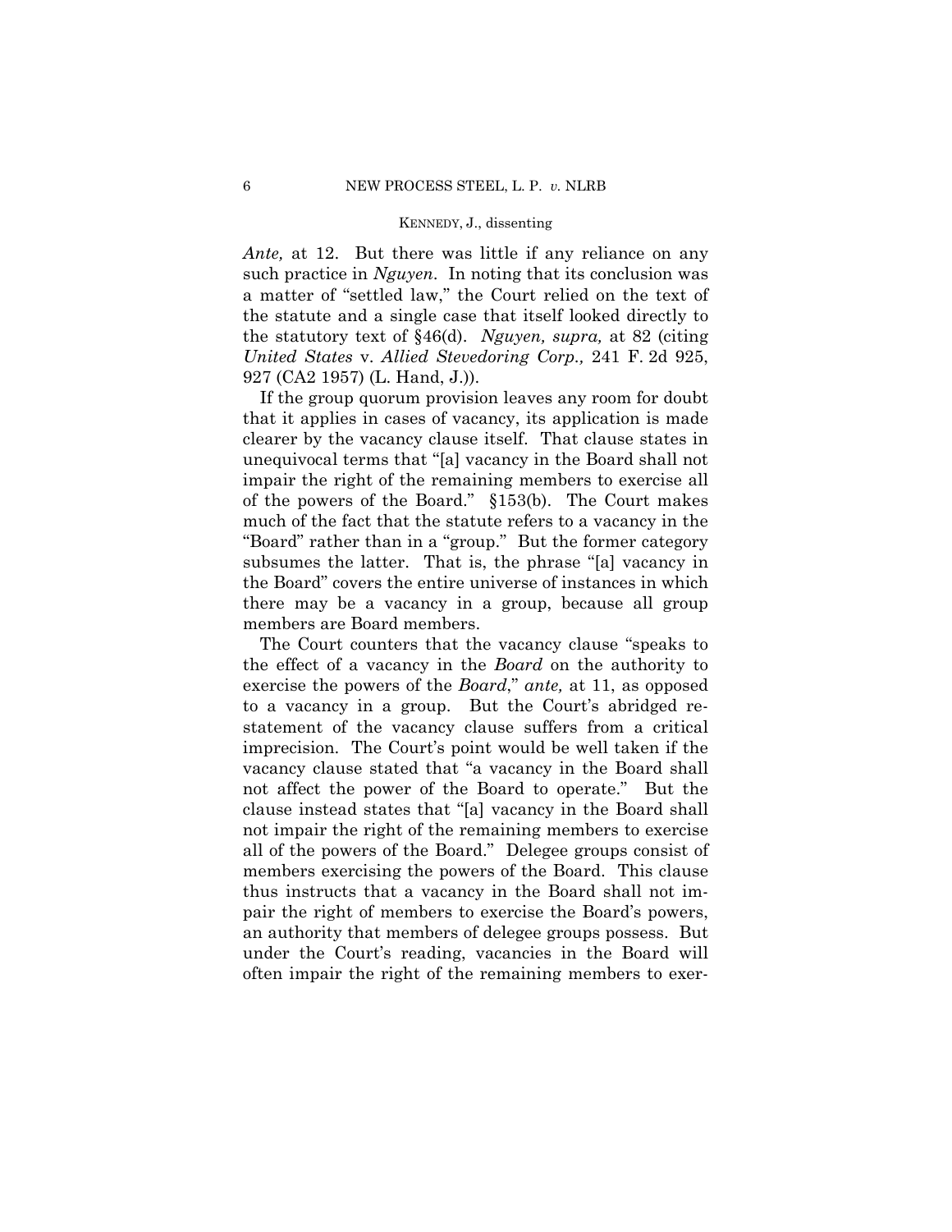*Ante,* at 12. But there was little if any reliance on any such practice in *Nguyen*. In noting that its conclusion was a matter of "settled law," the Court relied on the text of the statute and a single case that itself looked directly to the statutory text of §46(d). *Nguyen, supra,* at 82 (citing *United States* v. *Allied Stevedoring Corp.,* 241 F. 2d 925, 927 (CA2 1957) (L. Hand, J.)).

If the group quorum provision leaves any room for doubt that it applies in cases of vacancy, its application is made clearer by the vacancy clause itself. That clause states in unequivocal terms that "[a] vacancy in the Board shall not impair the right of the remaining members to exercise all of the powers of the Board." §153(b). The Court makes much of the fact that the statute refers to a vacancy in the "Board" rather than in a "group." But the former category subsumes the latter. That is, the phrase "[a] vacancy in the Board" covers the entire universe of instances in which there may be a vacancy in a group, because all group members are Board members.

The Court counters that the vacancy clause "speaks to the effect of a vacancy in the *Board* on the authority to exercise the powers of the *Board*," *ante,* at 11, as opposed to a vacancy in a group. But the Court's abridged restatement of the vacancy clause suffers from a critical imprecision. The Court's point would be well taken if the vacancy clause stated that "a vacancy in the Board shall not affect the power of the Board to operate." But the clause instead states that "[a] vacancy in the Board shall not impair the right of the remaining members to exercise all of the powers of the Board." Delegee groups consist of members exercising the powers of the Board. This clause thus instructs that a vacancy in the Board shall not impair the right of members to exercise the Board's powers, an authority that members of delegee groups possess. But under the Court's reading, vacancies in the Board will often impair the right of the remaining members to exer-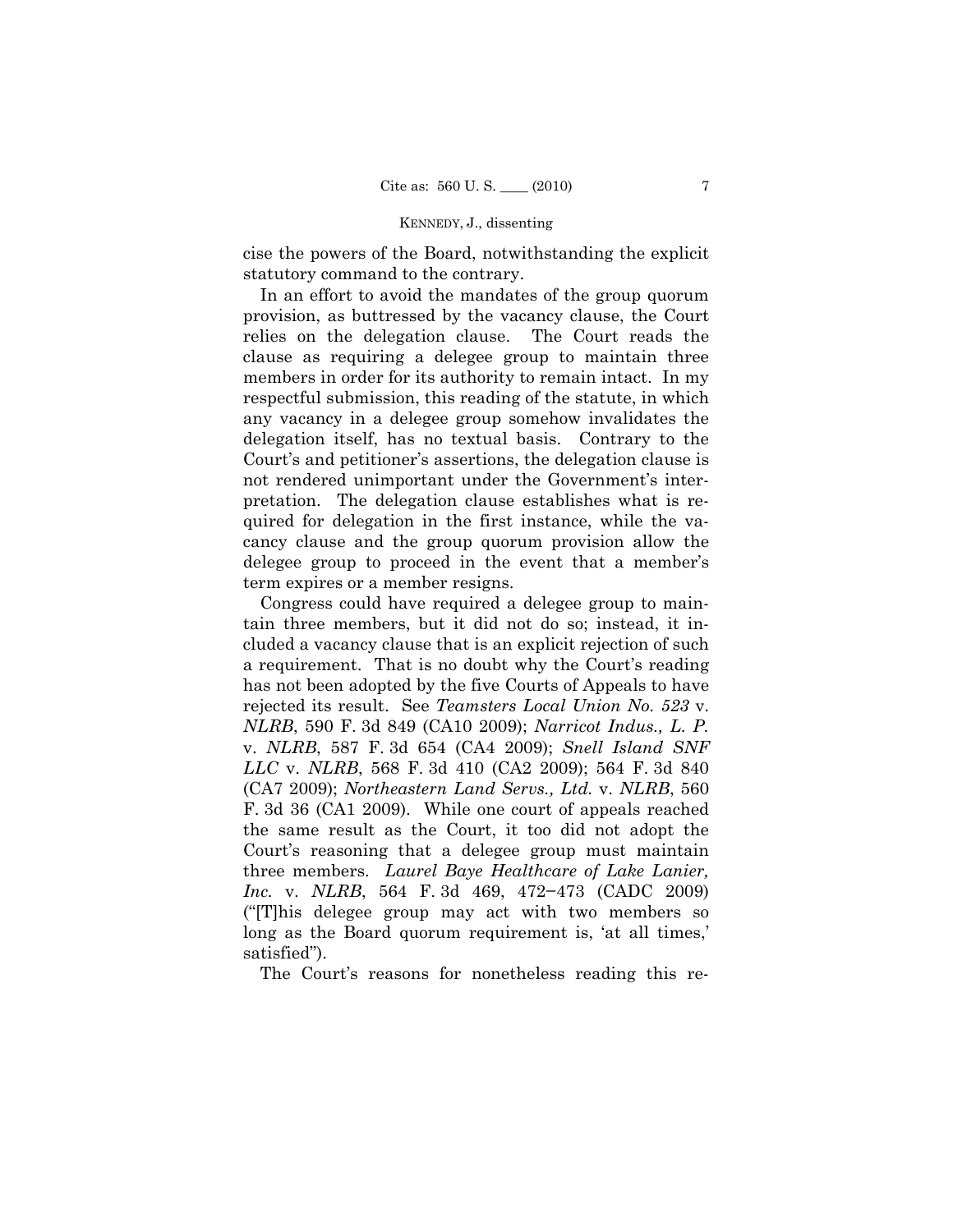cise the powers of the Board, notwithstanding the explicit statutory command to the contrary.

In an effort to avoid the mandates of the group quorum provision, as buttressed by the vacancy clause, the Court relies on the delegation clause. The Court reads the clause as requiring a delegee group to maintain three members in order for its authority to remain intact. In my respectful submission, this reading of the statute, in which any vacancy in a delegee group somehow invalidates the delegation itself, has no textual basis. Contrary to the Court's and petitioner's assertions, the delegation clause is not rendered unimportant under the Government's interpretation. The delegation clause establishes what is required for delegation in the first instance, while the vacancy clause and the group quorum provision allow the delegee group to proceed in the event that a member's term expires or a member resigns.

Congress could have required a delegee group to maintain three members, but it did not do so; instead, it included a vacancy clause that is an explicit rejection of such a requirement. That is no doubt why the Court's reading has not been adopted by the five Courts of Appeals to have rejected its result. See *Teamsters Local Union No. 523* v. *NLRB*, 590 F. 3d 849 (CA10 2009); *Narricot Indus., L. P.* v. *NLRB*, 587 F. 3d 654 (CA4 2009); *Snell Island SNF LLC* v. *NLRB*, 568 F. 3d 410 (CA2 2009); 564 F. 3d 840 (CA7 2009); *Northeastern Land Servs., Ltd.* v. *NLRB*, 560 F. 3d 36 (CA1 2009). While one court of appeals reached the same result as the Court, it too did not adopt the Court's reasoning that a delegee group must maintain three members. *Laurel Baye Healthcare of Lake Lanier, Inc.* v. *NLRB*, 564 F. 3d 469, 472–473 (CADC 2009) ("[T]his delegee group may act with two members so long as the Board quorum requirement is, 'at all times,' satisfied").

The Court's reasons for nonetheless reading this re-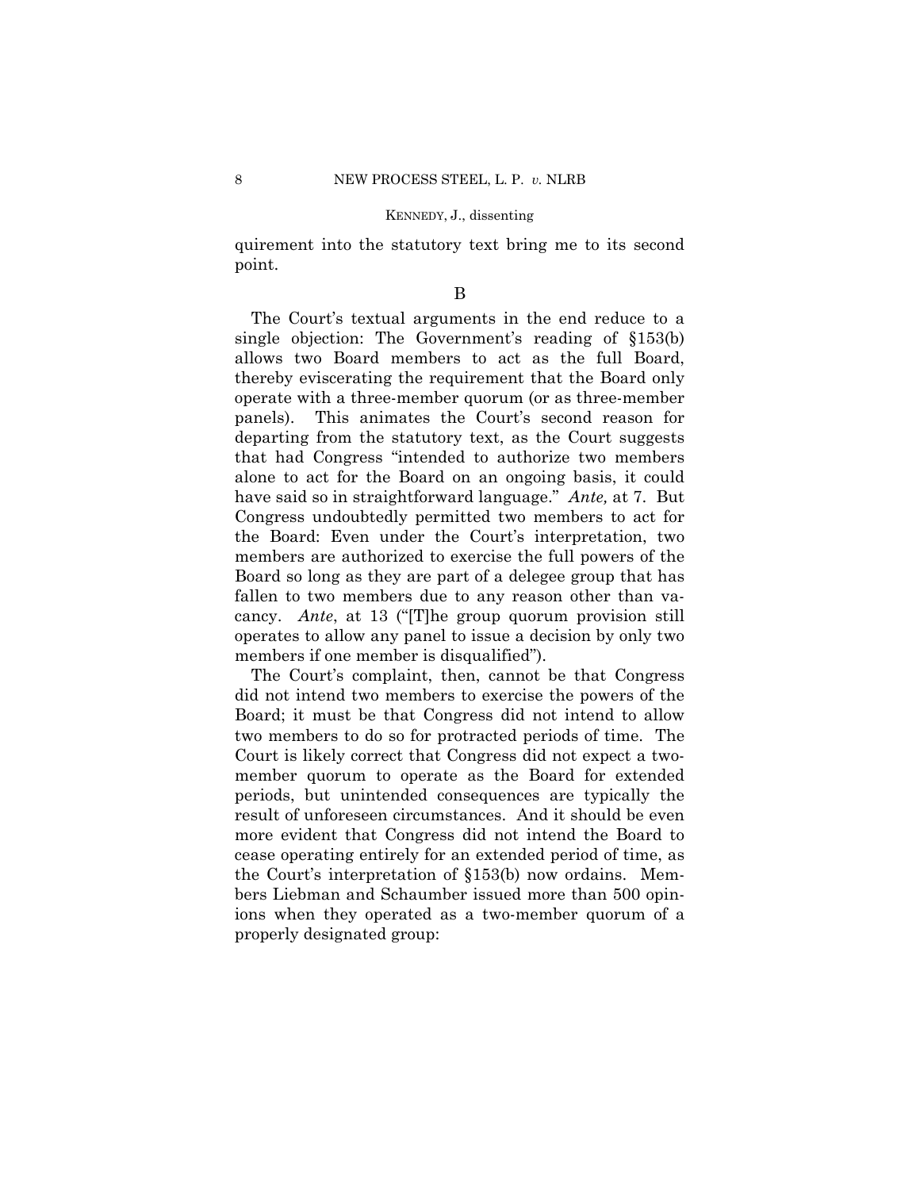quirement into the statutory text bring me to its second point.

## B

The Court's textual arguments in the end reduce to a single objection: The Government's reading of §153(b) allows two Board members to act as the full Board, thereby eviscerating the requirement that the Board only operate with a three-member quorum (or as three-member panels). This animates the Court's second reason for departing from the statutory text, as the Court suggests that had Congress "intended to authorize two members alone to act for the Board on an ongoing basis, it could have said so in straightforward language." *Ante,* at 7. But Congress undoubtedly permitted two members to act for the Board: Even under the Court's interpretation, two members are authorized to exercise the full powers of the Board so long as they are part of a delegee group that has fallen to two members due to any reason other than vacancy. *Ante*, at 13 ("[T]he group quorum provision still operates to allow any panel to issue a decision by only two members if one member is disqualified").

The Court's complaint, then, cannot be that Congress did not intend two members to exercise the powers of the Board; it must be that Congress did not intend to allow two members to do so for protracted periods of time. The Court is likely correct that Congress did not expect a two-member quorum to operate as the Board for extended periods, but unintended consequences are typically the result of unforeseen circumstances. And it should be even more evident that Congress did not intend the Board to cease operating entirely for an extended period of time, as the Court's interpretation of §153(b) now ordains. Members Liebman and Schaumber issued more than 500 opinions when they operated as a two-member quorum of a properly designated group: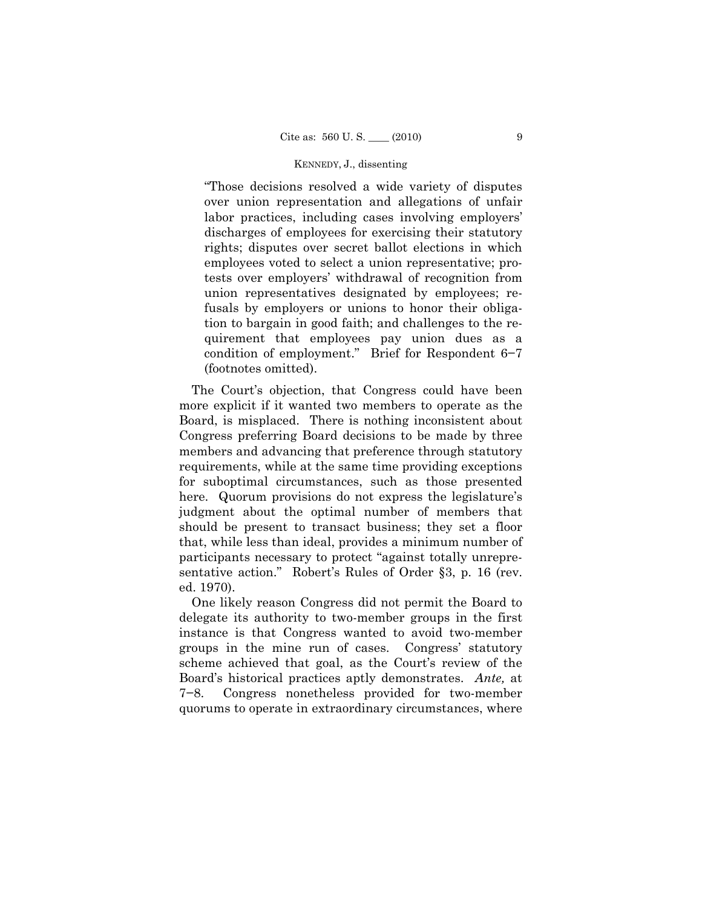"Those decisions resolved a wide variety of disputes over union representation and allegations of unfair labor practices, including cases involving employers' discharges of employees for exercising their statutory rights; disputes over secret ballot elections in which employees voted to select a union representative; protests over employers' withdrawal of recognition from union representatives designated by employees; refusals by employers or unions to honor their obligation to bargain in good faith; and challenges to the requirement that employees pay union dues as a condition of employment." Brief for Respondent 6–7 (footnotes omitted).

The Court's objection, that Congress could have been more explicit if it wanted two members to operate as the Board, is misplaced. There is nothing inconsistent about Congress preferring Board decisions to be made by three members and advancing that preference through statutory requirements, while at the same time providing exceptions for suboptimal circumstances, such as those presented here. Quorum provisions do not express the legislature's judgment about the optimal number of members that should be present to transact business; they set a floor that, while less than ideal, provides a minimum number of participants necessary to protect "against totally unrepresentative action." Robert's Rules of Order §3, p. 16 (rev. ed. 1970).

One likely reason Congress did not permit the Board to delegate its authority to two-member groups in the first instance is that Congress wanted to avoid two-member groups in the mine run of cases. Congress' statutory scheme achieved that goal, as the Court's review of the Board's historical practices aptly demonstrates. *Ante,* at 7–8. Congress nonetheless provided for two-member quorums to operate in extraordinary circumstances, where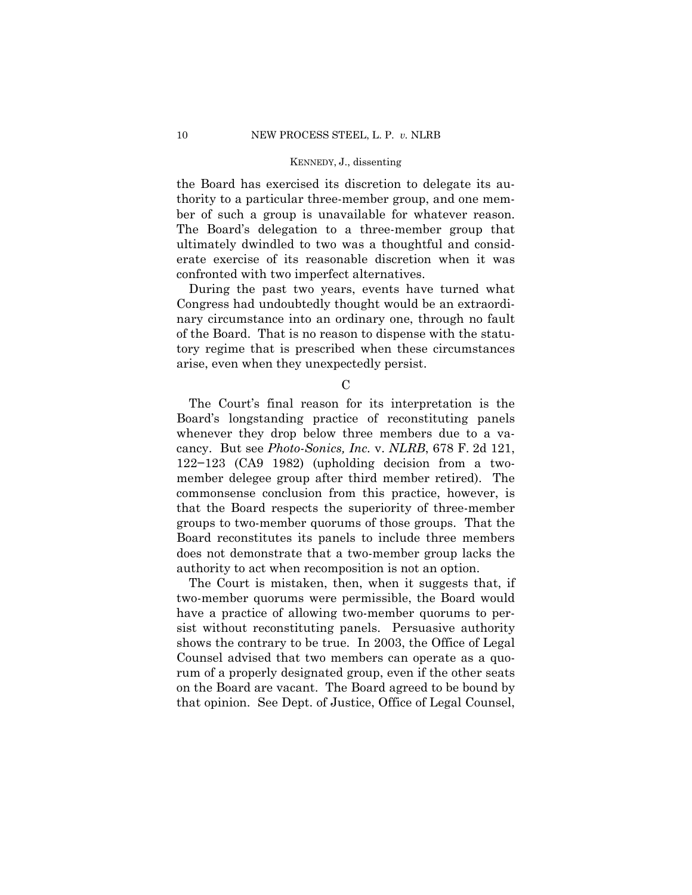the Board has exercised its discretion to delegate its authority to a particular three-member group, and one member of such a group is unavailable for whatever reason. The Board's delegation to a three-member group that ultimately dwindled to two was a thoughtful and considerate exercise of its reasonable discretion when it was confronted with two imperfect alternatives.

During the past two years, events have turned what Congress had undoubtedly thought would be an extraordinary circumstance into an ordinary one, through no fault of the Board. That is no reason to dispense with the statutory regime that is prescribed when these circumstances arise, even when they unexpectedly persist.

### C

The Court's final reason for its interpretation is the Board's longstanding practice of reconstituting panels whenever they drop below three members due to a vacancy. But see *Photo-Sonics, Inc.* v. *NLRB*, 678 F. 2d 121, 122–123 (CA9 1982) (upholding decision from a two-member delegee group after third member retired). The commonsense conclusion from this practice, however, is that the Board respects the superiority of three-member groups to two-member quorums of those groups. That the Board reconstitutes its panels to include three members does not demonstrate that a two-member group lacks the authority to act when recomposition is not an option.

The Court is mistaken, then, when it suggests that, if two-member quorums were permissible, the Board would have a practice of allowing two-member quorums to persist without reconstituting panels. Persuasive authority shows the contrary to be true. In 2003, the Office of Legal Counsel advised that two members can operate as a quorum of a properly designated group, even if the other seats on the Board are vacant. The Board agreed to be bound by that opinion. See Dept. of Justice, Office of Legal Counsel,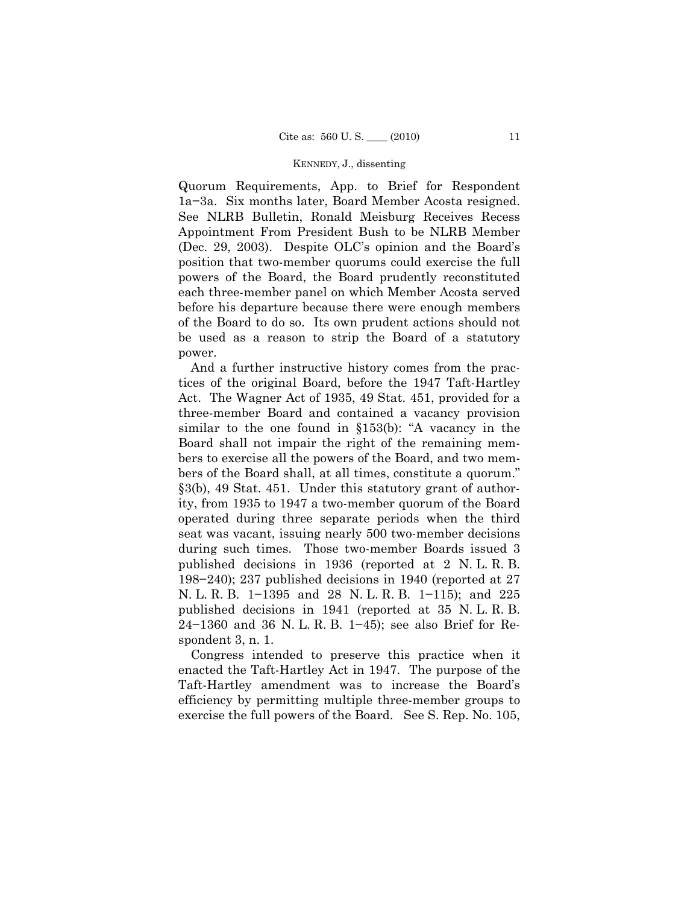Quorum Requirements, App. to Brief for Respondent 1a−3a. Six months later, Board Member Acosta resigned. See NLRB Bulletin, Ronald Meisburg Receives Recess Appointment From President Bush to be NLRB Member (Dec. 29, 2003). Despite OLC's opinion and the Board's position that two-member quorums could exercise the full powers of the Board, the Board prudently reconstituted each three-member panel on which Member Acosta served before his departure because there were enough members of the Board to do so. Its own prudent actions should not be used as a reason to strip the Board of a statutory power.

And a further instructive history comes from the practices of the original Board, before the 1947 Taft-Hartley Act. The Wagner Act of 1935, 49 Stat. 451, provided for a three-member Board and contained a vacancy provision similar to the one found in §153(b): "A vacancy in the Board shall not impair the right of the remaining members to exercise all the powers of the Board, and two members of the Board shall, at all times, constitute a quorum." §3(b), 49 Stat. 451. Under this statutory grant of authority, from 1935 to 1947 a two-member quorum of the Board operated during three separate periods when the third seat was vacant, issuing nearly 500 two-member decisions during such times. Those two-member Boards issued 3 published decisions in 1936 (reported at 2 N. L. R. B. 198−240); 237 published decisions in 1940 (reported at 27 N. L. R. B. 1−1395 and 28 N. L. R. B. 1−115); and 225 published decisions in 1941 (reported at 35 N. L. R. B. 24−1360 and 36 N. L. R. B. 1−45); see also Brief for Respondent 3, n. 1.

Congress intended to preserve this practice when it enacted the Taft-Hartley Act in 1947. The purpose of the Taft-Hartley amendment was to increase the Board's efficiency by permitting multiple three-member groups to exercise the full powers of the Board. See S. Rep. No. 105,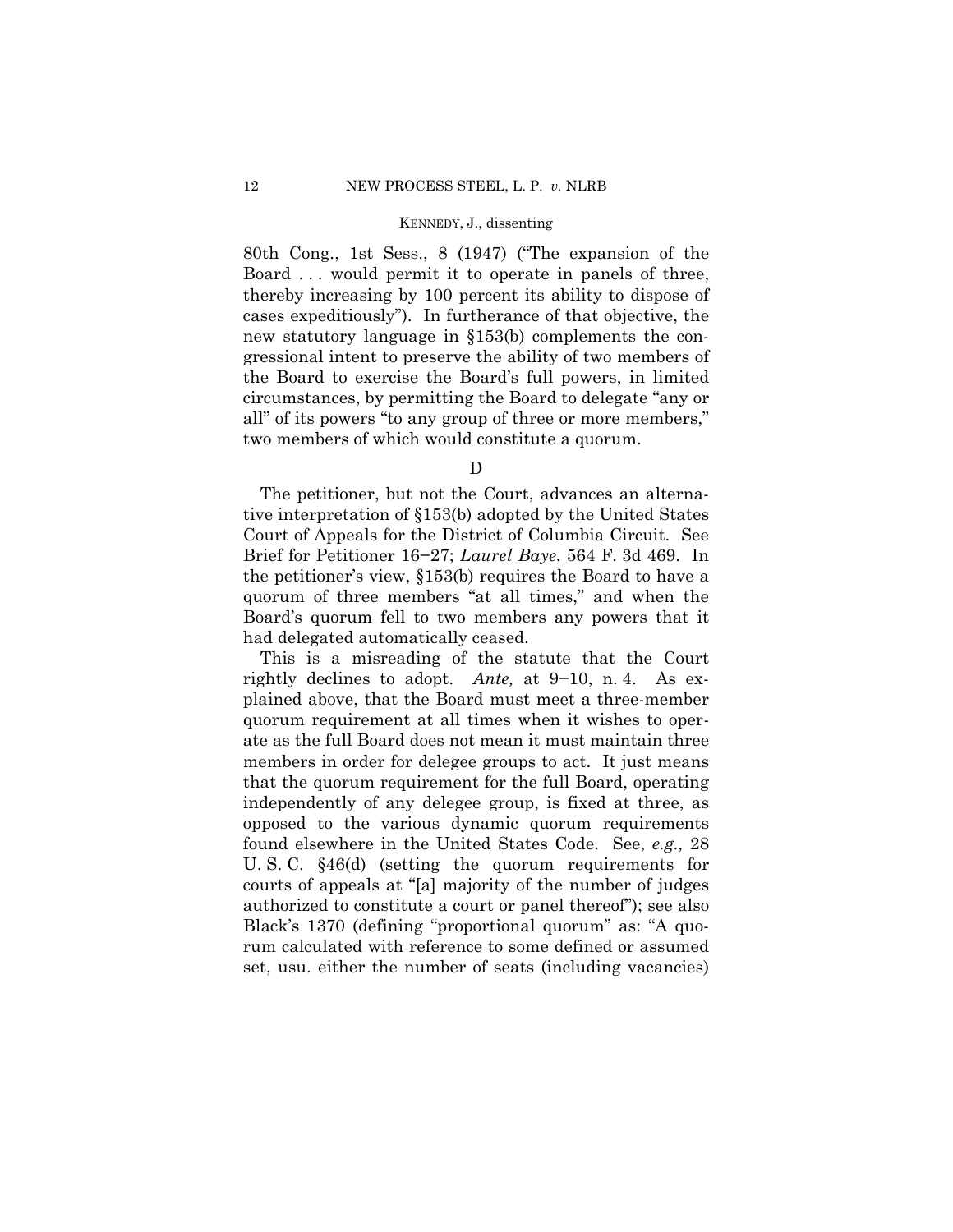80th Cong., 1st Sess., 8 (1947) ("The expansion of the Board . . . would permit it to operate in panels of three, thereby increasing by 100 percent its ability to dispose of cases expeditiously"). In furtherance of that objective, the new statutory language in §153(b) complements the congressional intent to preserve the ability of two members of the Board to exercise the Board's full powers, in limited circumstances, by permitting the Board to delegate "any or all" of its powers "to any group of three or more members," two members of which would constitute a quorum.

D

The petitioner, but not the Court, advances an alternative interpretation of §153(b) adopted by the United States Court of Appeals for the District of Columbia Circuit. See Brief for Petitioner 16–27; *Laurel Baye*, 564 F. 3d 469. In the petitioner's view, §153(b) requires the Board to have a quorum of three members "at all times," and when the Board's quorum fell to two members any powers that it had delegated automatically ceased.

This is a misreading of the statute that the Court rightly declines to adopt. *Ante,* at 9–10, n. 4. As explained above, that the Board must meet a three-member quorum requirement at all times when it wishes to operate as the full Board does not mean it must maintain three members in order for delegee groups to act. It just means that the quorum requirement for the full Board, operating independently of any delegee group, is fixed at three, as opposed to the various dynamic quorum requirements found elsewhere in the United States Code. See, *e.g.,* 28 U. S. C. §46(d) (setting the quorum requirements for courts of appeals at "[a] majority of the number of judges authorized to constitute a court or panel thereof"); see also Black's 1370 (defining "proportional quorum" as: "A quorum calculated with reference to some defined or assumed set, usu. either the number of seats (including vacancies)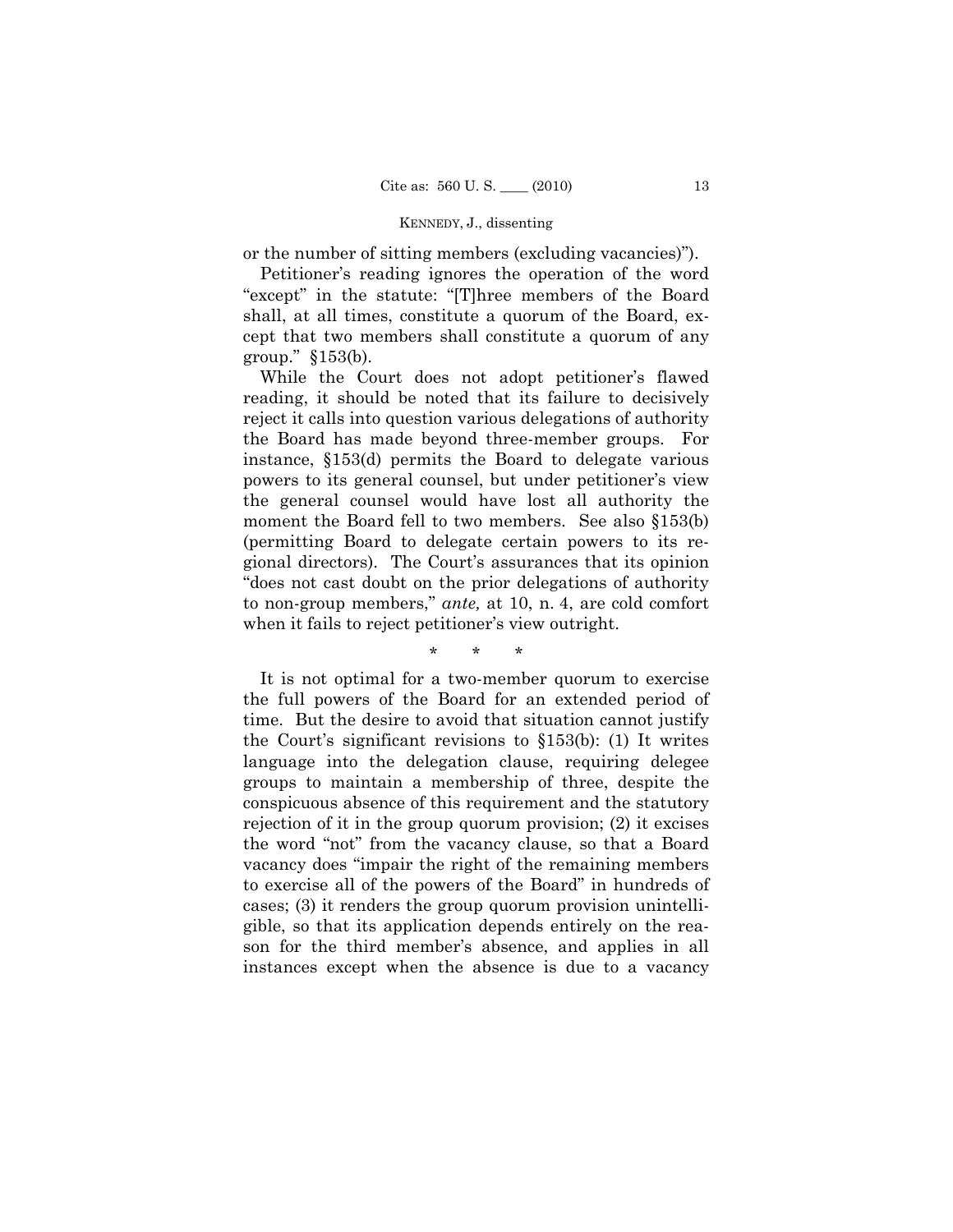or the number of sitting members (excluding vacancies)").

Petitioner's reading ignores the operation of the word "except" in the statute: "[T]hree members of the Board shall, at all times, constitute a quorum of the Board, except that two members shall constitute a quorum of any group." §153(b).

While the Court does not adopt petitioner's flawed reading, it should be noted that its failure to decisively reject it calls into question various delegations of authority the Board has made beyond three-member groups. For instance, §153(d) permits the Board to delegate various powers to its general counsel, but under petitioner's view the general counsel would have lost all authority the moment the Board fell to two members. See also §153(b) (permitting Board to delegate certain powers to its regional directors). The Court's assurances that its opinion "does not cast doubt on the prior delegations of authority to non-group members," *ante,* at 10, n. 4, are cold comfort when it fails to reject petitioner's view outright.

\* \* \*

It is not optimal for a two-member quorum to exercise the full powers of the Board for an extended period of time. But the desire to avoid that situation cannot justify the Court's significant revisions to §153(b): (1) It writes language into the delegation clause, requiring delegee groups to maintain a membership of three, despite the conspicuous absence of this requirement and the statutory rejection of it in the group quorum provision; (2) it excises the word "not" from the vacancy clause, so that a Board vacancy does "impair the right of the remaining members to exercise all of the powers of the Board" in hundreds of cases; (3) it renders the group quorum provision unintelligible, so that its application depends entirely on the reason for the third member's absence, and applies in all instances except when the absence is due to a vacancy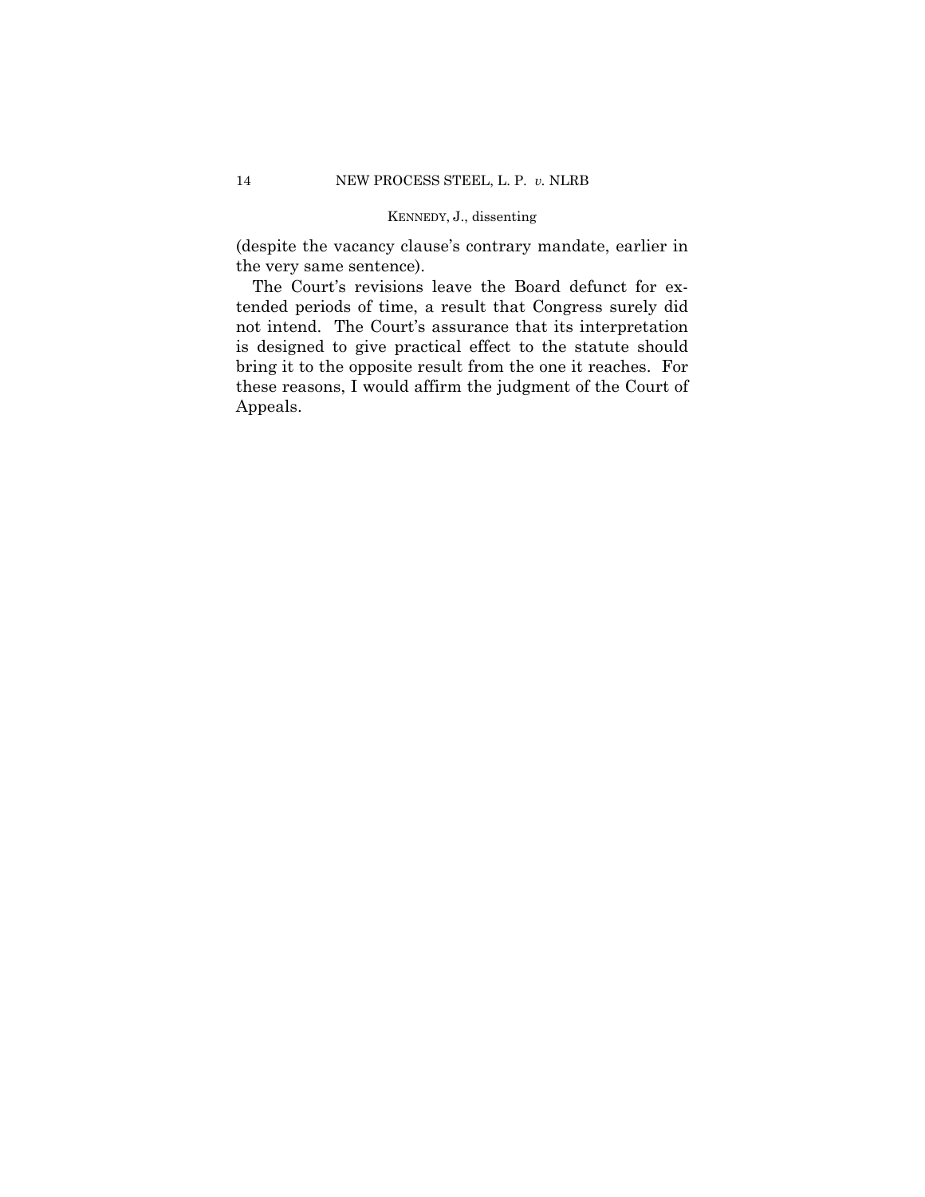(despite the vacancy clause's contrary mandate, earlier in the very same sentence).

The Court's revisions leave the Board defunct for extended periods of time, a result that Congress surely did not intend. The Court's assurance that its interpretation is designed to give practical effect to the statute should bring it to the opposite result from the one it reaches. For these reasons, I would affirm the judgment of the Court of Appeals.